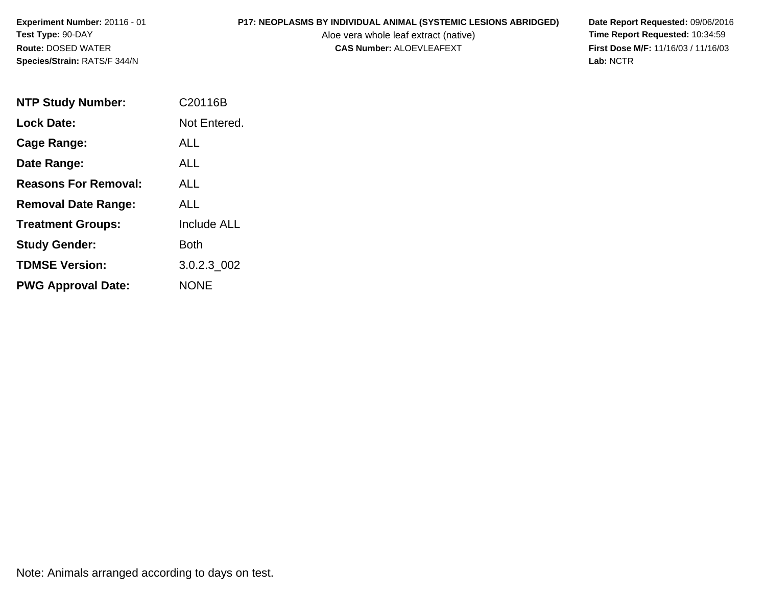**Experiment Number:** 20116 - 01
**Test Type:** 90-DAY
**Route:** DOSED WATER
**Species/Strain:** RATS/F 344/N

**P17: NEOPLASMS BY INDIVIDUAL ANIMAL (SYSTEMIC LESIONS ABRIDGED)**
Aloe vera whole leaf extract (native)
**CAS Number:** ALOEVLEAFEXT

**Date Report Requested:** 09/06/2016
**Time Report Requested:** 10:34:59
**First Dose M/F:** 11/16/03 / 11/16/03
**Lab:** NCTR

| | |
|---|---|
| **NTP Study Number:** | C20116B |
| **Lock Date:** | Not Entered. |
| **Cage Range:** | ALL |
| **Date Range:** | ALL |
| **Reasons For Removal:** | ALL |
| **Removal Date Range:** | ALL |
| **Treatment Groups:** | Include ALL |
| **Study Gender:** | Both |
| **TDMSE Version:** | 3.0.2.3_002 |
| **PWG Approval Date:** | NONE |

Note: Animals arranged according to days on test.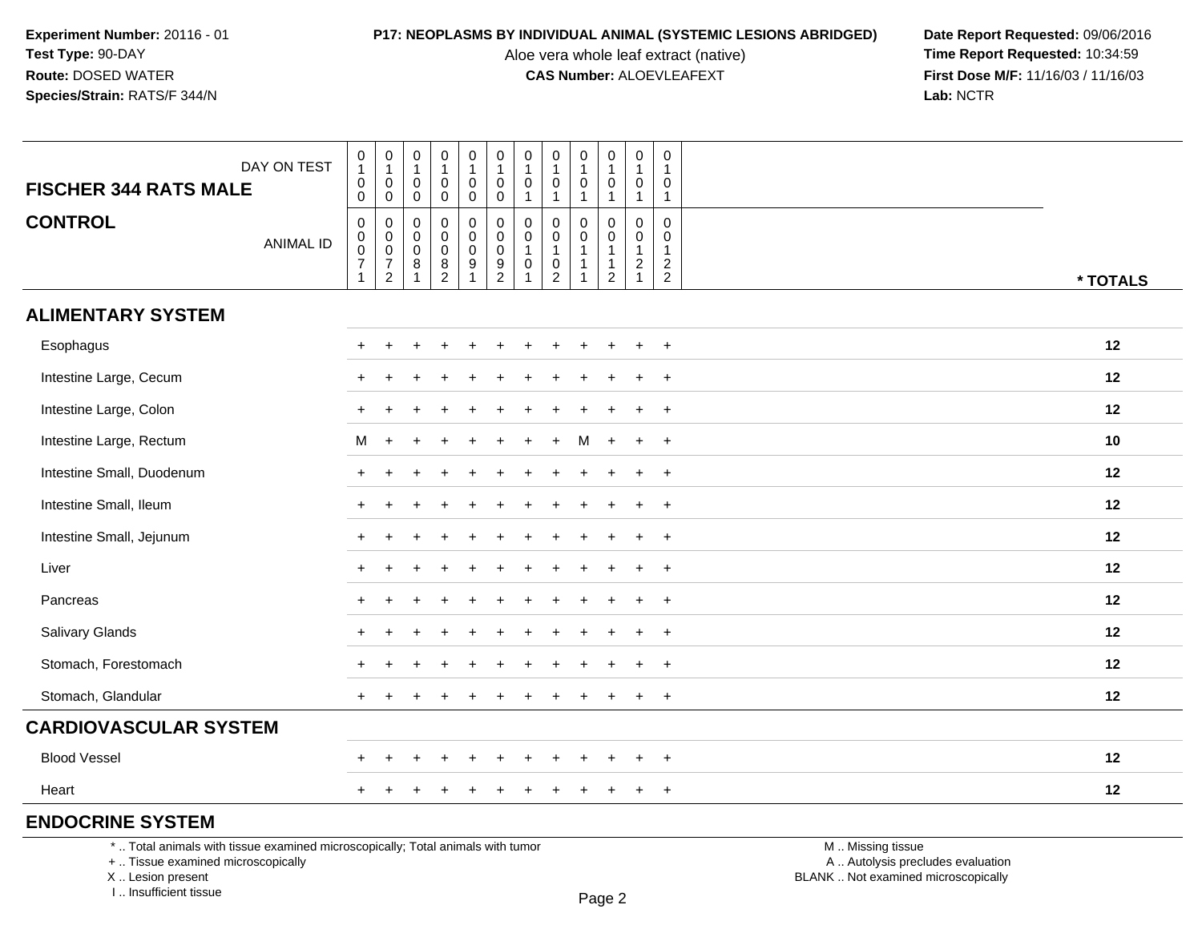**Experiment Number:** 20116 - 01
**Test Type:** 90-DAY
**Route:** DOSED WATER
**Species/Strain:** RATS/F 344/N

**P17: NEOPLASMS BY INDIVIDUAL ANIMAL (SYSTEMIC LESIONS ABRIDGED)**
Aloe vera whole leaf extract (native)
**CAS Number:** ALOEVLEAFEXT

**Date Report Requested:** 09/06/2016
**Time Report Requested:** 10:34:59
**First Dose M/F:** 11/16/03 / 11/16/03
**Lab:** NCTR

## FISCHER 344 RATS MALE
## CONTROL

| DAY ON TEST | 0100 | 0100 | 0100 | 0100 | 0100 | 0100 | 0101 | 0101 | 0101 | 0101 | 0101 | 0101 | |
|---|---|---|---|---|---|---|---|---|---|---|---|---|---|
| ANIMAL ID | 00071 | 00072 | 00081 | 00082 | 00091 | 00092 | 00101 | 00102 | 00111 | 00112 | 00121 | 00122 | * TOTALS |
| **ALIMENTARY SYSTEM** | | | | | | | | | | | | | |
| Esophagus | + | + | + | + | + | + | + | + | + | + | + | + | 12 |
| Intestine Large, Cecum | + | + | + | + | + | + | + | + | + | + | + | + | 12 |
| Intestine Large, Colon | + | + | + | + | + | + | + | + | + | + | + | + | 12 |
| Intestine Large, Rectum | M | + | + | + | + | + | + | + | M | + | + | + | 10 |
| Intestine Small, Duodenum | + | + | + | + | + | + | + | + | + | + | + | + | 12 |
| Intestine Small, Ileum | + | + | + | + | + | + | + | + | + | + | + | + | 12 |
| Intestine Small, Jejunum | + | + | + | + | + | + | + | + | + | + | + | + | 12 |
| Liver | + | + | + | + | + | + | + | + | + | + | + | + | 12 |
| Pancreas | + | + | + | + | + | + | + | + | + | + | + | + | 12 |
| Salivary Glands | + | + | + | + | + | + | + | + | + | + | + | + | 12 |
| Stomach, Forestomach | + | + | + | + | + | + | + | + | + | + | + | + | 12 |
| Stomach, Glandular | + | + | + | + | + | + | + | + | + | + | + | + | 12 |
| **CARDIOVASCULAR SYSTEM** | | | | | | | | | | | | | |
| Blood Vessel | + | + | + | + | + | + | + | + | + | + | + | + | 12 |
| Heart | + | + | + | + | + | + | + | + | + | + | + | + | 12 |
| **ENDOCRINE SYSTEM** | | | | | | | | | | | | | |

\* .. Total animals with tissue examined microscopically; Total animals with tumor
\+ .. Tissue examined microscopically
X .. Lesion present
I .. Insufficient tissue

M .. Missing tissue
A .. Autolysis precludes evaluation
BLANK .. Not examined microscopically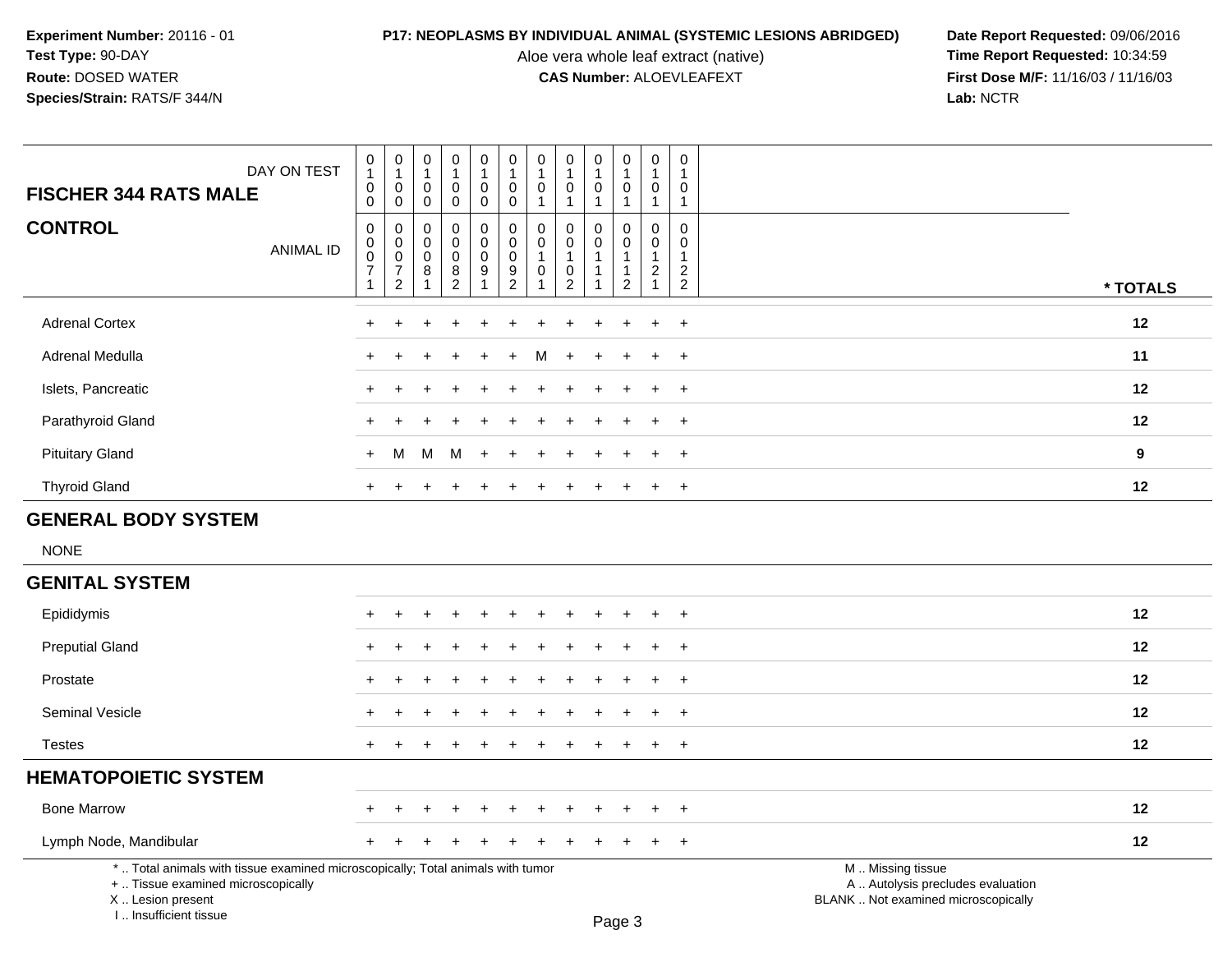**Experiment Number:** 20116 - 01
**Test Type:** 90-DAY
**Route:** DOSED WATER
**Species/Strain:** RATS/F 344/N

**P17: NEOPLASMS BY INDIVIDUAL ANIMAL (SYSTEMIC LESIONS ABRIDGED)**
Aloe vera whole leaf extract (native)
**CAS Number:** ALOEVLEAFEXT

**Date Report Requested:** 09/06/2016
**Time Report Requested:** 10:34:59
**First Dose M/F:** 11/16/03 / 11/16/03
**Lab:** NCTR

| **FISCHER 344 RATS MALE** DAY ON TEST | 0100 | 0100 | 0100 | 0100 | 0100 | 0100 | 0101 | 0101 | 0101 | 0101 | 0101 | 0101 | |
|---|---|---|---|---|---|---|---|---|---|---|---|---|---|
| **CONTROL** ANIMAL ID | 00071 | 00072 | 00081 | 00082 | 00091 | 00092 | 00101 | 00102 | 00111 | 00112 | 00121 | 00122 | *** TOTALS** |
| Adrenal Cortex | + | + | + | + | + | + | + | + | + | + | + | + | **12** |
| Adrenal Medulla | + | + | + | + | + | + | M | + | + | + | + | + | **11** |
| Islets, Pancreatic | + | + | + | + | + | + | + | + | + | + | + | + | **12** |
| Parathyroid Gland | + | + | + | + | + | + | + | + | + | + | + | + | **12** |
| Pituitary Gland | + | M | M | M | + | + | + | + | + | + | + | + | **9** |
| Thyroid Gland | + | + | + | + | + | + | + | + | + | + | + | + | **12** |
| **GENERAL BODY SYSTEM** | | | | | | | | | | | | | |
| NONE | | | | | | | | | | | | | |
| **GENITAL SYSTEM** | | | | | | | | | | | | | |
| Epididymis | + | + | + | + | + | + | + | + | + | + | + | + | **12** |
| Preputial Gland | + | + | + | + | + | + | + | + | + | + | + | + | **12** |
| Prostate | + | + | + | + | + | + | + | + | + | + | + | + | **12** |
| Seminal Vesicle | + | + | + | + | + | + | + | + | + | + | + | + | **12** |
| Testes | + | + | + | + | + | + | + | + | + | + | + | + | **12** |
| **HEMATOPOIETIC SYSTEM** | | | | | | | | | | | | | |
| Bone Marrow | + | + | + | + | + | + | + | + | + | + | + | + | **12** |
| Lymph Node, Mandibular | + | + | + | + | + | + | + | + | + | + | + | + | **12** |

* .. Total animals with tissue examined microscopically; Total animals with tumor
+ .. Tissue examined microscopically
X .. Lesion present
I .. Insufficient tissue

M .. Missing tissue
A .. Autolysis precludes evaluation
BLANK .. Not examined microscopically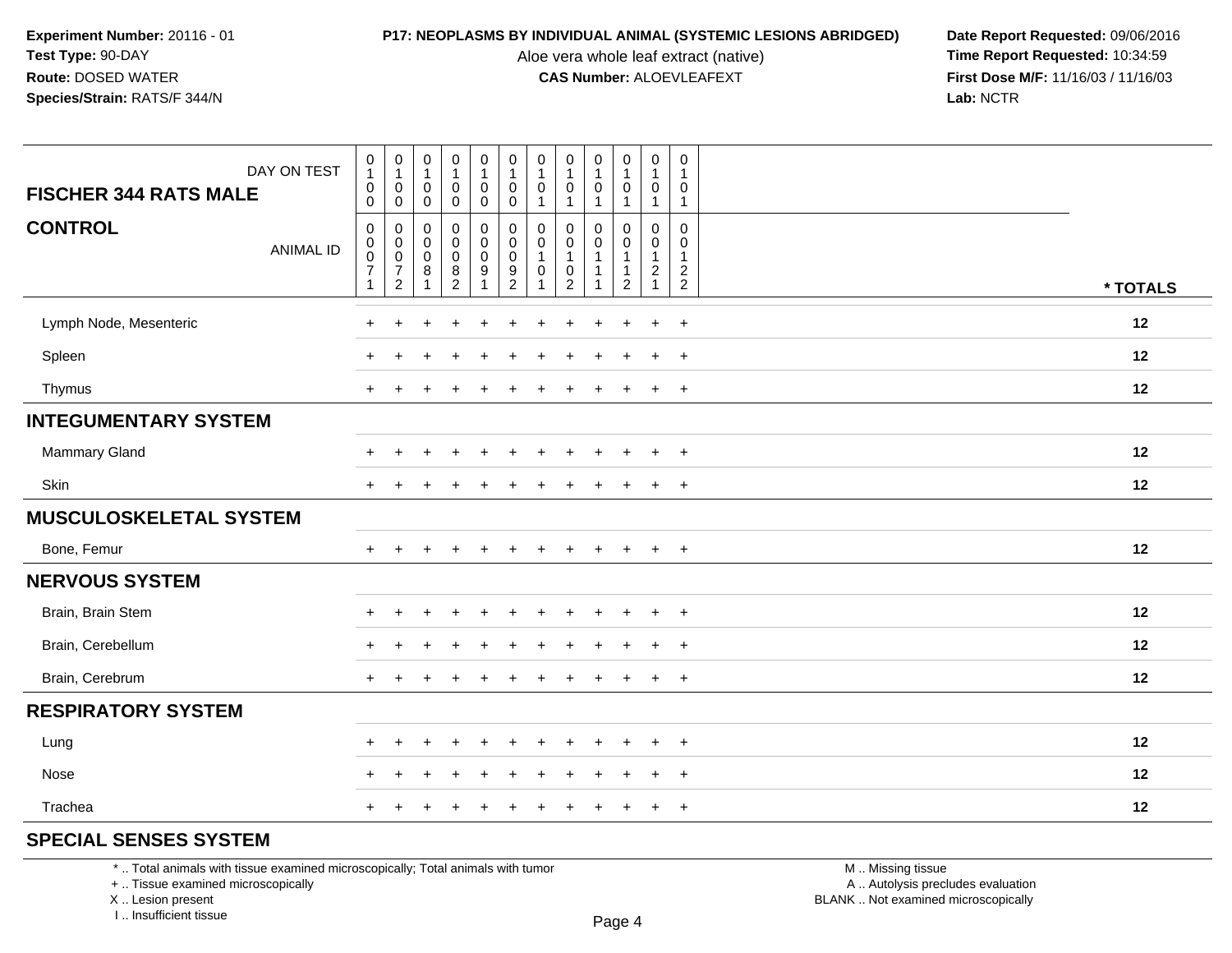**Experiment Number:** 20116 - 01
**Test Type:** 90-DAY
**Route:** DOSED WATER
**Species/Strain:** RATS/F 344/N

**P17: NEOPLASMS BY INDIVIDUAL ANIMAL (SYSTEMIC LESIONS ABRIDGED)**
Aloe vera whole leaf extract (native)
**CAS Number:** ALOEVLEAFEXT

**Date Report Requested:** 09/06/2016
**Time Report Requested:** 10:34:59
**First Dose M/F:** 11/16/03 / 11/16/03
**Lab:** NCTR

| FISCHER 344 RATS MALE — DAY ON TEST | 0100 | 0100 | 0100 | 0100 | 0100 | 0100 | 0101 | 0101 | 0101 | 0101 | 0101 | 0101 | |
|---|---|---|---|---|---|---|---|---|---|---|---|---|---|
| **CONTROL** — ANIMAL ID | 00071 | 00072 | 00081 | 00082 | 00091 | 00092 | 00101 | 00102 | 00111 | 00112 | 00121 | 00122 | *** TOTALS** |
| Lymph Node, Mesenteric | + | + | + | + | + | + | + | + | + | + | + | + | 12 |
| Spleen | + | + | + | + | + | + | + | + | + | + | + | + | 12 |
| Thymus | + | + | + | + | + | + | + | + | + | + | + | + | 12 |
| **INTEGUMENTARY SYSTEM** | | | | | | | | | | | | | |
| Mammary Gland | + | + | + | + | + | + | + | + | + | + | + | + | 12 |
| Skin | + | + | + | + | + | + | + | + | + | + | + | + | 12 |
| **MUSCULOSKELETAL SYSTEM** | | | | | | | | | | | | | |
| Bone, Femur | + | + | + | + | + | + | + | + | + | + | + | + | 12 |
| **NERVOUS SYSTEM** | | | | | | | | | | | | | |
| Brain, Brain Stem | + | + | + | + | + | + | + | + | + | + | + | + | 12 |
| Brain, Cerebellum | + | + | + | + | + | + | + | + | + | + | + | + | 12 |
| Brain, Cerebrum | + | + | + | + | + | + | + | + | + | + | + | + | 12 |
| **RESPIRATORY SYSTEM** | | | | | | | | | | | | | |
| Lung | + | + | + | + | + | + | + | + | + | + | + | + | 12 |
| Nose | + | + | + | + | + | + | + | + | + | + | + | + | 12 |
| Trachea | + | + | + | + | + | + | + | + | + | + | + | + | 12 |
| **SPECIAL SENSES SYSTEM** | | | | | | | | | | | | | |

\* .. Total animals with tissue examined microscopically; Total animals with tumor
\+ .. Tissue examined microscopically
X .. Lesion present
I .. Insufficient tissue

M .. Missing tissue
A .. Autolysis precludes evaluation
BLANK .. Not examined microscopically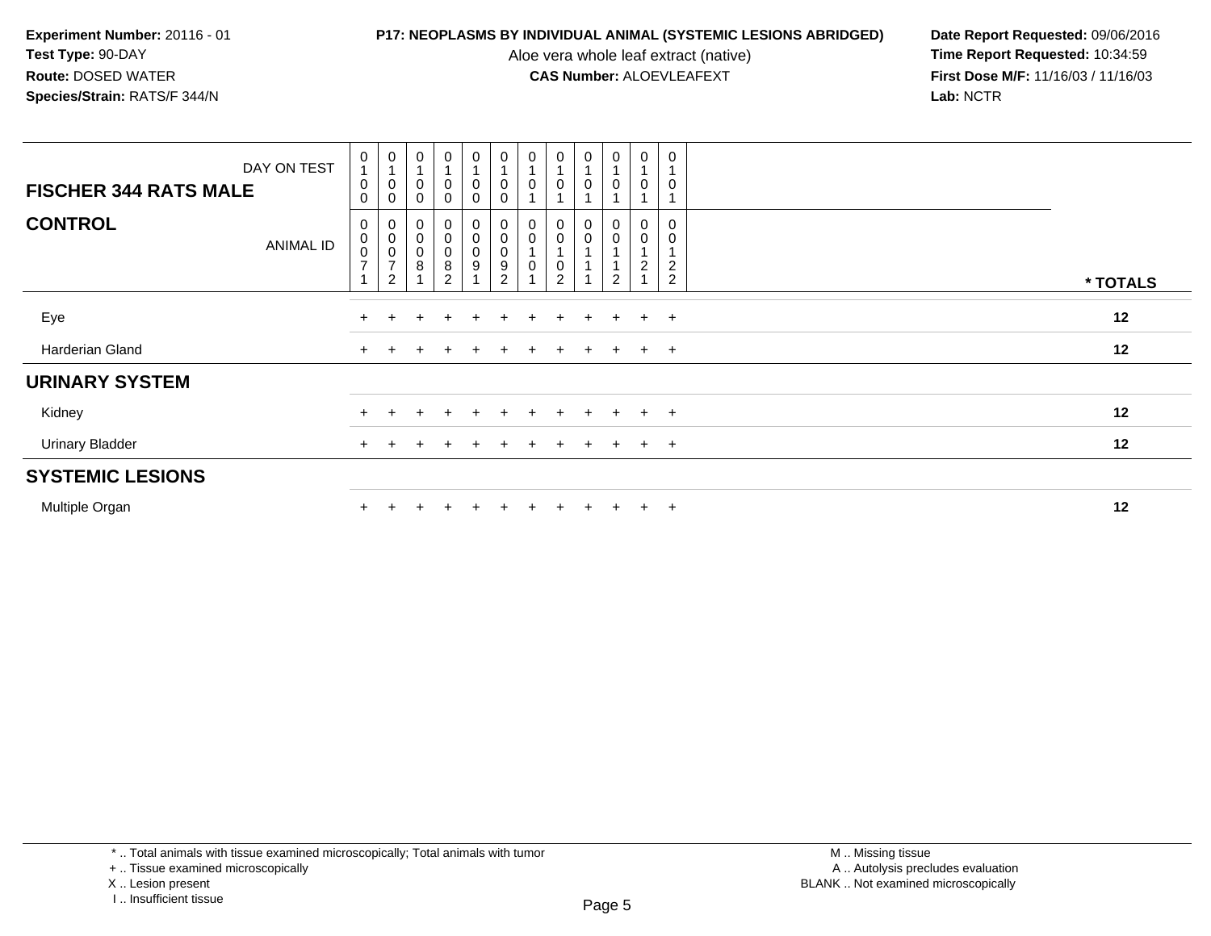**Experiment Number:** 20116 - 01
**Test Type:** 90-DAY
**Route:** DOSED WATER
**Species/Strain:** RATS/F 344/N

**P17: NEOPLASMS BY INDIVIDUAL ANIMAL (SYSTEMIC LESIONS ABRIDGED)**
Aloe vera whole leaf extract (native)
**CAS Number:** ALOEVLEAFEXT

**Date Report Requested:** 09/06/2016
**Time Report Requested:** 10:34:59
**First Dose M/F:** 11/16/03 / 11/16/03
**Lab:** NCTR

| FISCHER 344 RATS MALE — DAY ON TEST | 0100 | 0100 | 0100 | 0100 | 0100 | 0100 | 0101 | 0101 | 0101 | 0101 | 0101 | 0101 | |
|---|---|---|---|---|---|---|---|---|---|---|---|---|---|
| **CONTROL** — ANIMAL ID | 00071 | 00072 | 00081 | 00082 | 00091 | 00092 | 00101 | 00102 | 00111 | 00112 | 00121 | 00122 | **\* TOTALS** |
| Eye | + | + | + | + | + | + | + | + | + | + | + | + | **12** |
| Harderian Gland | + | + | + | + | + | + | + | + | + | + | + | + | **12** |
| **URINARY SYSTEM** | | | | | | | | | | | | | |
| Kidney | + | + | + | + | + | + | + | + | + | + | + | + | **12** |
| Urinary Bladder | + | + | + | + | + | + | + | + | + | + | + | + | **12** |
| **SYSTEMIC LESIONS** | | | | | | | | | | | | | |
| Multiple Organ | + | + | + | + | + | + | + | + | + | + | + | + | **12** |

\* .. Total animals with tissue examined microscopically; Total animals with tumor
+ .. Tissue examined microscopically
X .. Lesion present
I .. Insufficient tissue

M .. Missing tissue
A .. Autolysis precludes evaluation
BLANK .. Not examined microscopically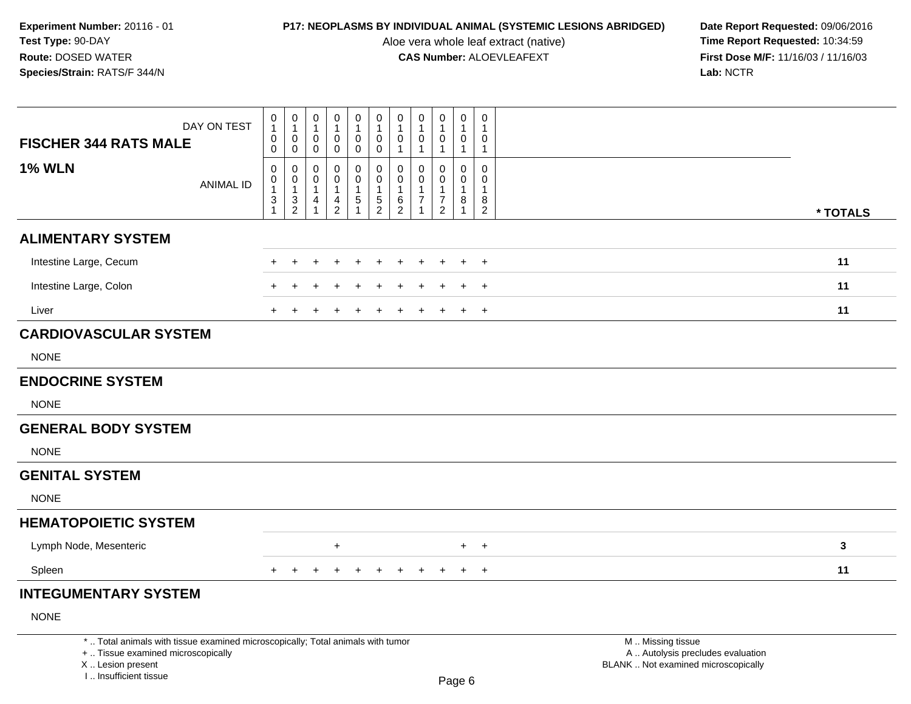**Experiment Number:** 20116 - 01
**Test Type:** 90-DAY
**Route:** DOSED WATER
**Species/Strain:** RATS/F 344/N

**P17: NEOPLASMS BY INDIVIDUAL ANIMAL (SYSTEMIC LESIONS ABRIDGED)**
Aloe vera whole leaf extract (native)
**CAS Number:** ALOEVLEAFEXT

**Date Report Requested:** 09/06/2016
**Time Report Requested:** 10:34:59
**First Dose M/F:** 11/16/03 / 11/16/03
**Lab:** NCTR

| FISCHER 344 RATS MALE — DAY ON TEST | 0100 | 0100 | 0100 | 0100 | 0100 | 0100 | 0101 | 0101 | 0101 | 0101 | 0101 | |
|---|---|---|---|---|---|---|---|---|---|---|---|---|
| **1% WLN** — ANIMAL ID | 00131 | 00132 | 00141 | 00142 | 00151 | 00152 | 00162 | 00171 | 00172 | 00181 | 00182 | *** TOTALS** |
| **ALIMENTARY SYSTEM** | | | | | | | | | | | | |
| Intestine Large, Cecum | + | + | + | + | + | + | + | + | + | + | + | 11 |
| Intestine Large, Colon | + | + | + | + | + | + | + | + | + | + | + | 11 |
| Liver | + | + | + | + | + | + | + | + | + | + | + | 11 |
| **CARDIOVASCULAR SYSTEM** | | | | | | | | | | | | |
| NONE | | | | | | | | | | | | |
| **ENDOCRINE SYSTEM** | | | | | | | | | | | | |
| NONE | | | | | | | | | | | | |
| **GENERAL BODY SYSTEM** | | | | | | | | | | | | |
| NONE | | | | | | | | | | | | |
| **GENITAL SYSTEM** | | | | | | | | | | | | |
| NONE | | | | | | | | | | | | |
| **HEMATOPOIETIC SYSTEM** | | | | | | | | | | | | |
| Lymph Node, Mesenteric | | | | + | | | | | | + | + | 3 |
| Spleen | + | + | + | + | + | + | + | + | + | + | + | 11 |
| **INTEGUMENTARY SYSTEM** | | | | | | | | | | | | |
| NONE | | | | | | | | | | | | |

* .. Total animals with tissue examined microscopically; Total animals with tumor
+ .. Tissue examined microscopically
X .. Lesion present
I .. Insufficient tissue

M .. Missing tissue
A .. Autolysis precludes evaluation
BLANK .. Not examined microscopically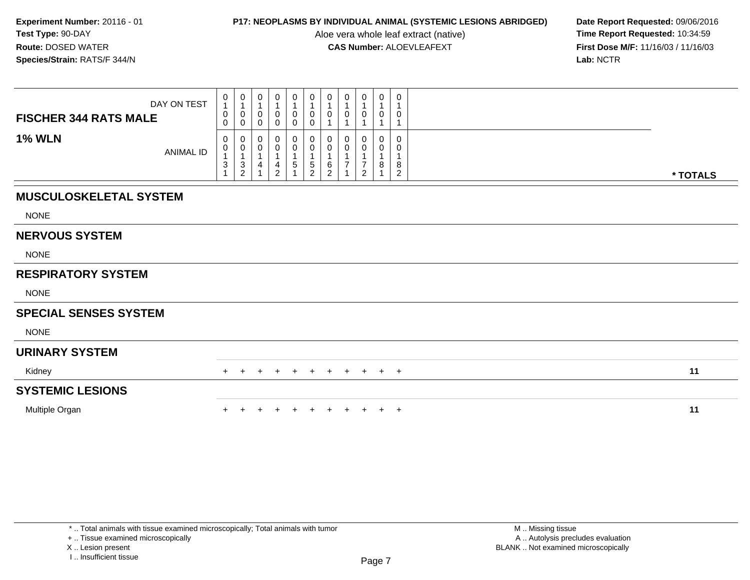**Experiment Number:** 20116 - 01
**Test Type:** 90-DAY
**Route:** DOSED WATER
**Species/Strain:** RATS/F 344/N

**P17: NEOPLASMS BY INDIVIDUAL ANIMAL (SYSTEMIC LESIONS ABRIDGED)**
Aloe vera whole leaf extract (native)
**CAS Number:** ALOEVLEAFEXT

**Date Report Requested:** 09/06/2016
**Time Report Requested:** 10:34:59
**First Dose M/F:** 11/16/03 / 11/16/03
**Lab:** NCTR

| FISCHER 344 RATS MALE — DAY ON TEST | 0100 | 0100 | 0100 | 0100 | 0100 | 0100 | 0101 | 0101 | 0101 | 0101 | 0101 | |
|---|---|---|---|---|---|---|---|---|---|---|---|---|
| **1% WLN** — ANIMAL ID | 00131 | 00132 | 00141 | 00142 | 00151 | 00152 | 00162 | 00171 | 00172 | 00181 | 00182 | *** TOTALS** |
| **MUSCULOSKELETAL SYSTEM** | | | | | | | | | | | | |
| NONE | | | | | | | | | | | | |
| **NERVOUS SYSTEM** | | | | | | | | | | | | |
| NONE | | | | | | | | | | | | |
| **RESPIRATORY SYSTEM** | | | | | | | | | | | | |
| NONE | | | | | | | | | | | | |
| **SPECIAL SENSES SYSTEM** | | | | | | | | | | | | |
| NONE | | | | | | | | | | | | |
| **URINARY SYSTEM** | | | | | | | | | | | | |
| Kidney | + | + | + | + | + | + | + | + | + | + | + | 11 |
| **SYSTEMIC LESIONS** | | | | | | | | | | | | |
| Multiple Organ | + | + | + | + | + | + | + | + | + | + | + | 11 |

\* .. Total animals with tissue examined microscopically; Total animals with tumor
\+ .. Tissue examined microscopically
X .. Lesion present
I .. Insufficient tissue

M .. Missing tissue
A .. Autolysis precludes evaluation
BLANK .. Not examined microscopically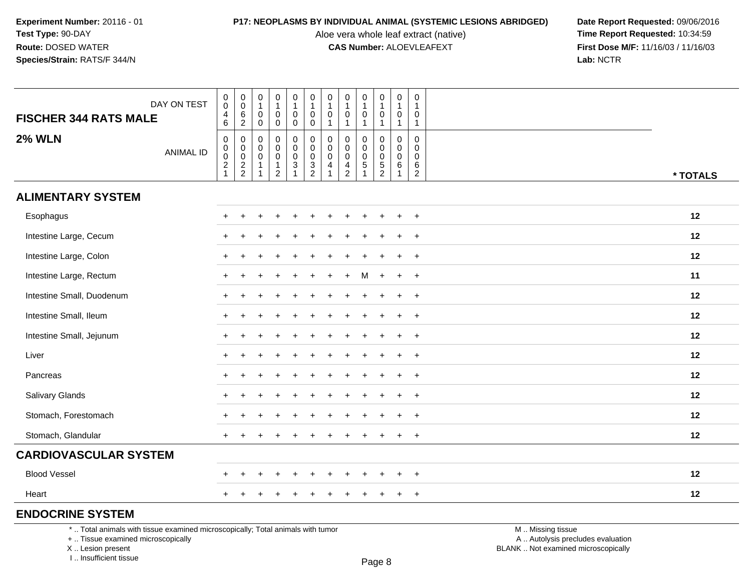**Experiment Number:** 20116 - 01
**Test Type:** 90-DAY
**Route:** DOSED WATER
**Species/Strain:** RATS/F 344/N

**P17: NEOPLASMS BY INDIVIDUAL ANIMAL (SYSTEMIC LESIONS ABRIDGED)**
Aloe vera whole leaf extract (native)
**CAS Number:** ALOEVLEAFEXT

**Date Report Requested:** 09/06/2016
**Time Report Requested:** 10:34:59
**First Dose M/F:** 11/16/03 / 11/16/03
**Lab:** NCTR

| **FISCHER 344 RATS MALE** DAY ON TEST | 0046 | 0062 | 0100 | 0100 | 0100 | 0100 | 0101 | 0101 | 0101 | 0101 | 0101 | 0101 | |
|---|---|---|---|---|---|---|---|---|---|---|---|---|---|
| **2% WLN** ANIMAL ID | 00021 | 00022 | 00011 | 00012 | 00031 | 00032 | 00041 | 00042 | 00051 | 00052 | 00061 | 00062 | *** TOTALS** |
| **ALIMENTARY SYSTEM** | | | | | | | | | | | | | |
| Esophagus | + | + | + | + | + | + | + | + | + | + | + | + | 12 |
| Intestine Large, Cecum | + | + | + | + | + | + | + | + | + | + | + | + | 12 |
| Intestine Large, Colon | + | + | + | + | + | + | + | + | + | + | + | + | 12 |
| Intestine Large, Rectum | + | + | + | + | + | + | + | + | M | + | + | + | 11 |
| Intestine Small, Duodenum | + | + | + | + | + | + | + | + | + | + | + | + | 12 |
| Intestine Small, Ileum | + | + | + | + | + | + | + | + | + | + | + | + | 12 |
| Intestine Small, Jejunum | + | + | + | + | + | + | + | + | + | + | + | + | 12 |
| Liver | + | + | + | + | + | + | + | + | + | + | + | + | 12 |
| Pancreas | + | + | + | + | + | + | + | + | + | + | + | + | 12 |
| Salivary Glands | + | + | + | + | + | + | + | + | + | + | + | + | 12 |
| Stomach, Forestomach | + | + | + | + | + | + | + | + | + | + | + | + | 12 |
| Stomach, Glandular | + | + | + | + | + | + | + | + | + | + | + | + | 12 |
| **CARDIOVASCULAR SYSTEM** | | | | | | | | | | | | | |
| Blood Vessel | + | + | + | + | + | + | + | + | + | + | + | + | 12 |
| Heart | + | + | + | + | + | + | + | + | + | + | + | + | 12 |
| **ENDOCRINE SYSTEM** | | | | | | | | | | | | | |

\* .. Total animals with tissue examined microscopically; Total animals with tumor
\+ .. Tissue examined microscopically
X .. Lesion present
I .. Insufficient tissue

M .. Missing tissue
A .. Autolysis precludes evaluation
BLANK .. Not examined microscopically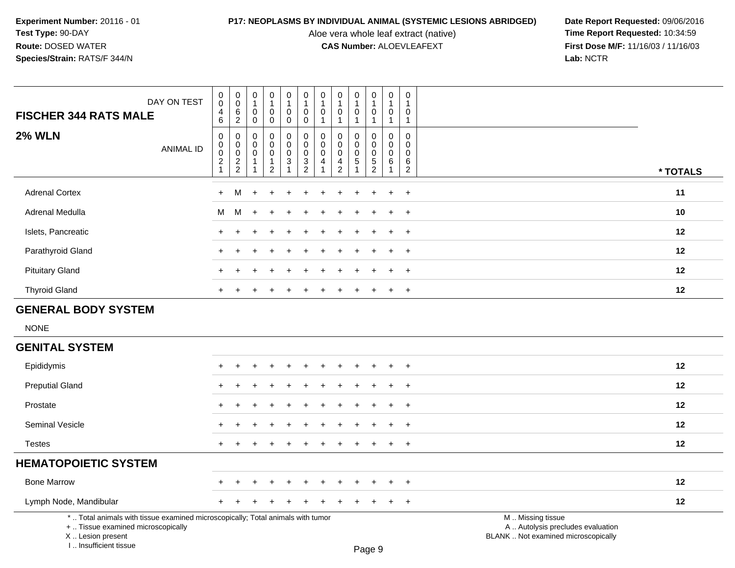**Experiment Number:** 20116 - 01
**Test Type:** 90-DAY
**Route:** DOSED WATER
**Species/Strain:** RATS/F 344/N

**P17: NEOPLASMS BY INDIVIDUAL ANIMAL (SYSTEMIC LESIONS ABRIDGED)**
Aloe vera whole leaf extract (native)
**CAS Number:** ALOEVLEAFEXT

**Date Report Requested:** 09/06/2016
**Time Report Requested:** 10:34:59
**First Dose M/F:** 11/16/03 / 11/16/03
**Lab:** NCTR

| FISCHER 344 RATS MALE — DAY ON TEST | 0046 | 0062 | 0100 | 0100 | 0100 | 0100 | 0101 | 0101 | 0101 | 0101 | 0101 | 0101 | |
|---|---|---|---|---|---|---|---|---|---|---|---|---|---|
| **2% WLN** — ANIMAL ID | 00021 | 00022 | 00011 | 00012 | 00031 | 00032 | 00041 | 00042 | 00051 | 00052 | 00061 | 00062 | *** TOTALS** |
| Adrenal Cortex | + | M | + | + | + | + | + | + | + | + | + | + | **11** |
| Adrenal Medulla | M | M | + | + | + | + | + | + | + | + | + | + | **10** |
| Islets, Pancreatic | + | + | + | + | + | + | + | + | + | + | + | + | **12** |
| Parathyroid Gland | + | + | + | + | + | + | + | + | + | + | + | + | **12** |
| Pituitary Gland | + | + | + | + | + | + | + | + | + | + | + | + | **12** |
| Thyroid Gland | + | + | + | + | + | + | + | + | + | + | + | + | **12** |
| **GENERAL BODY SYSTEM** | | | | | | | | | | | | | |
| NONE | | | | | | | | | | | | | |
| **GENITAL SYSTEM** | | | | | | | | | | | | | |
| Epididymis | + | + | + | + | + | + | + | + | + | + | + | + | **12** |
| Preputial Gland | + | + | + | + | + | + | + | + | + | + | + | + | **12** |
| Prostate | + | + | + | + | + | + | + | + | + | + | + | + | **12** |
| Seminal Vesicle | + | + | + | + | + | + | + | + | + | + | + | + | **12** |
| Testes | + | + | + | + | + | + | + | + | + | + | + | + | **12** |
| **HEMATOPOIETIC SYSTEM** | | | | | | | | | | | | | |
| Bone Marrow | + | + | + | + | + | + | + | + | + | + | + | + | **12** |
| Lymph Node, Mandibular | + | + | + | + | + | + | + | + | + | + | + | + | **12** |

\* .. Total animals with tissue examined microscopically; Total animals with tumor
\+ .. Tissue examined microscopically
X .. Lesion present
I .. Insufficient tissue

M .. Missing tissue
A .. Autolysis precludes evaluation
BLANK .. Not examined microscopically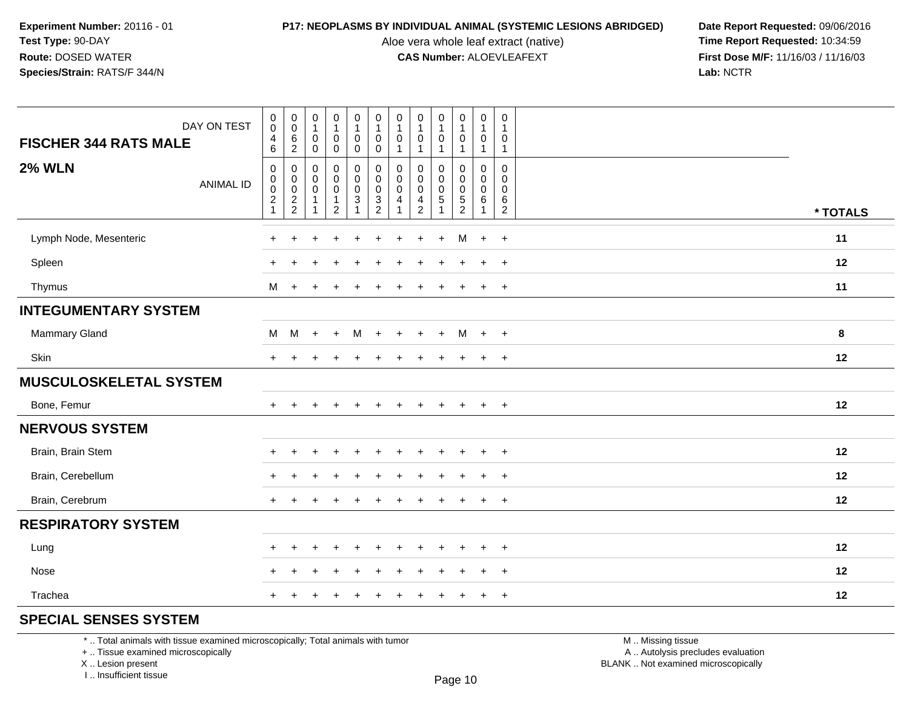**Experiment Number:** 20116 - 01
**Test Type:** 90-DAY
**Route:** DOSED WATER
**Species/Strain:** RATS/F 344/N

**P17: NEOPLASMS BY INDIVIDUAL ANIMAL (SYSTEMIC LESIONS ABRIDGED)**
Aloe vera whole leaf extract (native)
**CAS Number:** ALOEVLEAFEXT

**Date Report Requested:** 09/06/2016
**Time Report Requested:** 10:34:59
**First Dose M/F:** 11/16/03 / 11/16/03
**Lab:** NCTR

| FISCHER 344 RATS MALE — DAY ON TEST | 0046 | 0062 | 0100 | 0100 | 0100 | 0100 | 0101 | 0101 | 0101 | 0101 | 0101 | 0101 | |
|---|---|---|---|---|---|---|---|---|---|---|---|---|---|
| **2% WLN** — ANIMAL ID | 00021 | 00022 | 00011 | 00012 | 00031 | 00032 | 00041 | 00042 | 00051 | 00052 | 00061 | 00062 | * TOTALS |
| Lymph Node, Mesenteric | + | + | + | + | + | + | + | + | + | M | + | + | 11 |
| Spleen | + | + | + | + | + | + | + | + | + | + | + | + | 12 |
| Thymus | M | + | + | + | + | + | + | + | + | + | + | + | 11 |
| **INTEGUMENTARY SYSTEM** | | | | | | | | | | | | | |
| Mammary Gland | M | M | + | + | M | + | + | + | + | M | + | + | 8 |
| Skin | + | + | + | + | + | + | + | + | + | + | + | + | 12 |
| **MUSCULOSKELETAL SYSTEM** | | | | | | | | | | | | | |
| Bone, Femur | + | + | + | + | + | + | + | + | + | + | + | + | 12 |
| **NERVOUS SYSTEM** | | | | | | | | | | | | | |
| Brain, Brain Stem | + | + | + | + | + | + | + | + | + | + | + | + | 12 |
| Brain, Cerebellum | + | + | + | + | + | + | + | + | + | + | + | + | 12 |
| Brain, Cerebrum | + | + | + | + | + | + | + | + | + | + | + | + | 12 |
| **RESPIRATORY SYSTEM** | | | | | | | | | | | | | |
| Lung | + | + | + | + | + | + | + | + | + | + | + | + | 12 |
| Nose | + | + | + | + | + | + | + | + | + | + | + | + | 12 |
| Trachea | + | + | + | + | + | + | + | + | + | + | + | + | 12 |
| **SPECIAL SENSES SYSTEM** | | | | | | | | | | | | | |

\* .. Total animals with tissue examined microscopically; Total animals with tumor
\+ .. Tissue examined microscopically
X .. Lesion present
I .. Insufficient tissue

M .. Missing tissue
A .. Autolysis precludes evaluation
BLANK .. Not examined microscopically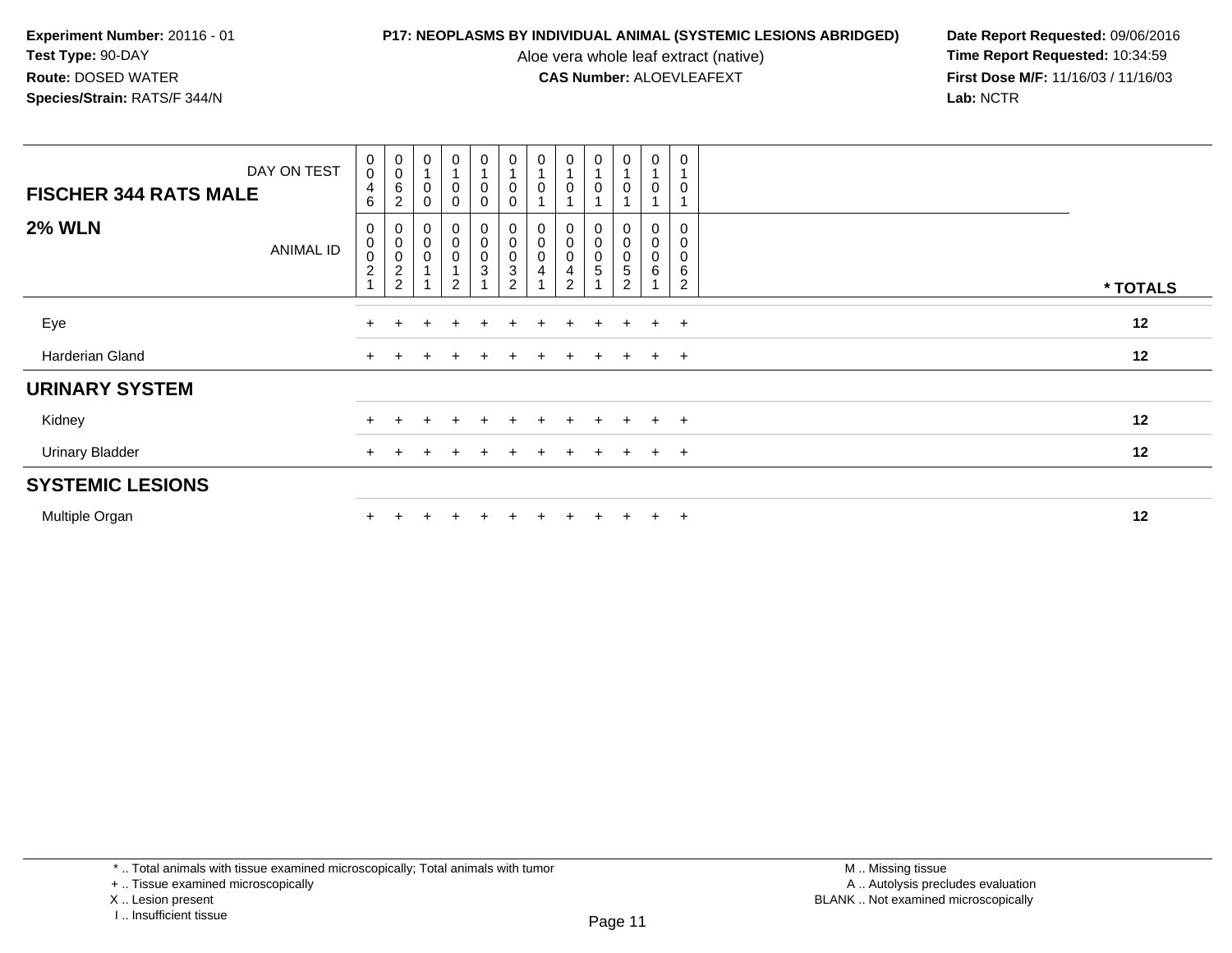**Experiment Number:** 20116 - 01
**Test Type:** 90-DAY
**Route:** DOSED WATER
**Species/Strain:** RATS/F 344/N

**P17: NEOPLASMS BY INDIVIDUAL ANIMAL (SYSTEMIC LESIONS ABRIDGED)**
Aloe vera whole leaf extract (native)
**CAS Number:** ALOEVLEAFEXT

**Date Report Requested:** 09/06/2016
**Time Report Requested:** 10:34:59
**First Dose M/F:** 11/16/03 / 11/16/03
**Lab:** NCTR

| DAY ON TEST | 0046 | 0062 | 0100 | 0100 | 0100 | 0100 | 0101 | 0101 | 0101 | 0101 | 0101 | 0101 | |
|---|---|---|---|---|---|---|---|---|---|---|---|---|---|
| **FISCHER 344 RATS MALE** | | | | | | | | | | | | | |
| **2% WLN** ANIMAL ID | 00021 | 00022 | 00011 | 00012 | 00031 | 00032 | 00041 | 00042 | 00051 | 00052 | 00061 | 00062 | **\* TOTALS** |
| Eye | + | + | + | + | + | + | + | + | + | + | + | + | **12** |
| Harderian Gland | + | + | + | + | + | + | + | + | + | + | + | + | **12** |
| **URINARY SYSTEM** | | | | | | | | | | | | | |
| Kidney | + | + | + | + | + | + | + | + | + | + | + | + | **12** |
| Urinary Bladder | + | + | + | + | + | + | + | + | + | + | + | + | **12** |
| **SYSTEMIC LESIONS** | | | | | | | | | | | | | |
| Multiple Organ | + | + | + | + | + | + | + | + | + | + | + | + | **12** |

\* .. Total animals with tissue examined microscopically; Total animals with tumor
\+ .. Tissue examined microscopically
X .. Lesion present
I .. Insufficient tissue

M .. Missing tissue
A .. Autolysis precludes evaluation
BLANK .. Not examined microscopically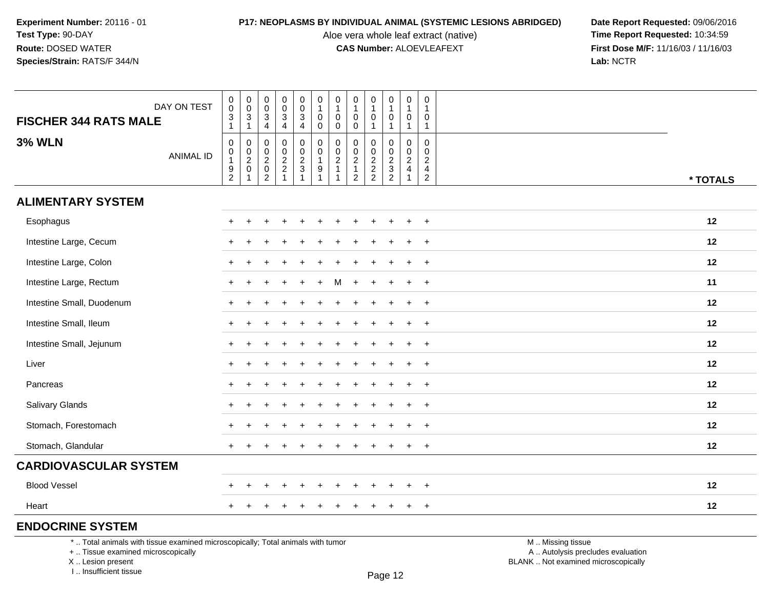**Experiment Number:** 20116 - 01
**Test Type:** 90-DAY
**Route:** DOSED WATER
**Species/Strain:** RATS/F 344/N

**P17: NEOPLASMS BY INDIVIDUAL ANIMAL (SYSTEMIC LESIONS ABRIDGED)**
Aloe vera whole leaf extract (native)
**CAS Number:** ALOEVLEAFEXT

**Date Report Requested:** 09/06/2016
**Time Report Requested:** 10:34:59
**First Dose M/F:** 11/16/03 / 11/16/03
**Lab:** NCTR

## FISCHER 344 RATS MALE — 3% WLN

| DAY ON TEST | 0031 | 0031 | 0034 | 0034 | 0034 | 0100 | 0100 | 0100 | 0101 | 0101 | 0101 | 0101 | |
|---|---|---|---|---|---|---|---|---|---|---|---|---|---|
| ANIMAL ID | 00192 | 00201 | 00202 | 00221 | 00231 | 00191 | 00211 | 00212 | 00222 | 00232 | 00241 | 00242 | * TOTALS |
| **ALIMENTARY SYSTEM** | | | | | | | | | | | | | |
| Esophagus | + | + | + | + | + | + | + | + | + | + | + | + | 12 |
| Intestine Large, Cecum | + | + | + | + | + | + | + | + | + | + | + | + | 12 |
| Intestine Large, Colon | + | + | + | + | + | + | + | + | + | + | + | + | 12 |
| Intestine Large, Rectum | + | + | + | + | + | + | M | + | + | + | + | + | 11 |
| Intestine Small, Duodenum | + | + | + | + | + | + | + | + | + | + | + | + | 12 |
| Intestine Small, Ileum | + | + | + | + | + | + | + | + | + | + | + | + | 12 |
| Intestine Small, Jejunum | + | + | + | + | + | + | + | + | + | + | + | + | 12 |
| Liver | + | + | + | + | + | + | + | + | + | + | + | + | 12 |
| Pancreas | + | + | + | + | + | + | + | + | + | + | + | + | 12 |
| Salivary Glands | + | + | + | + | + | + | + | + | + | + | + | + | 12 |
| Stomach, Forestomach | + | + | + | + | + | + | + | + | + | + | + | + | 12 |
| Stomach, Glandular | + | + | + | + | + | + | + | + | + | + | + | + | 12 |
| **CARDIOVASCULAR SYSTEM** | | | | | | | | | | | | | |
| Blood Vessel | + | + | + | + | + | + | + | + | + | + | + | + | 12 |
| Heart | + | + | + | + | + | + | + | + | + | + | + | + | 12 |
| **ENDOCRINE SYSTEM** | | | | | | | | | | | | | |

\* .. Total animals with tissue examined microscopically; Total animals with tumor
\+ .. Tissue examined microscopically
X .. Lesion present
I .. Insufficient tissue

M .. Missing tissue
A .. Autolysis precludes evaluation
BLANK .. Not examined microscopically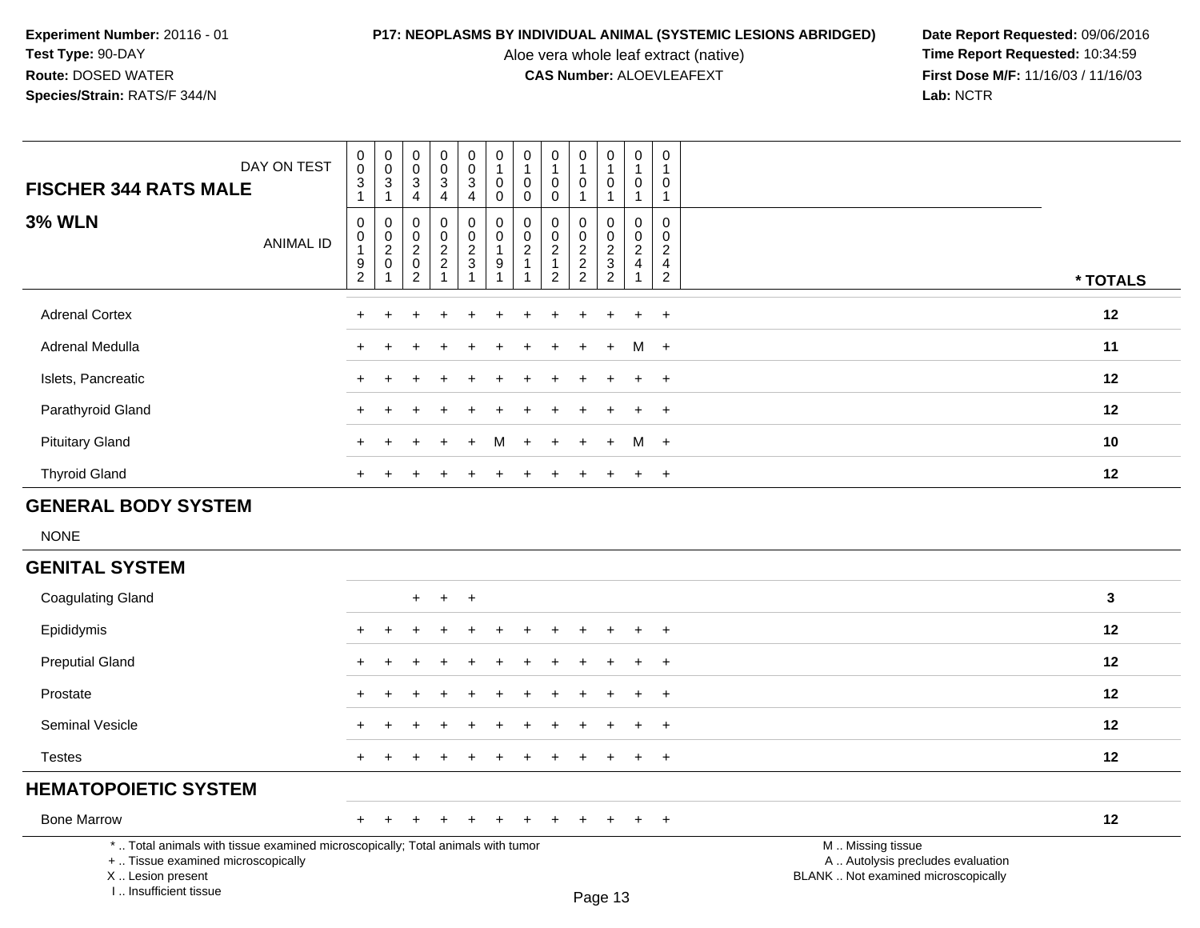**Experiment Number:** 20116 - 01
**Test Type:** 90-DAY
**Route:** DOSED WATER
**Species/Strain:** RATS/F 344/N

**P17: NEOPLASMS BY INDIVIDUAL ANIMAL (SYSTEMIC LESIONS ABRIDGED)**
Aloe vera whole leaf extract (native)
**CAS Number:** ALOEVLEAFEXT

**Date Report Requested:** 09/06/2016
**Time Report Requested:** 10:34:59
**First Dose M/F:** 11/16/03 / 11/16/03
**Lab:** NCTR

| FISCHER 344 RATS MALE — DAY ON TEST | 0031 | 0031 | 0034 | 0034 | 0034 | 0100 | 0100 | 0100 | 0101 | 0101 | 0101 | 0101 | |
|---|---|---|---|---|---|---|---|---|---|---|---|---|---|
| **3% WLN** — ANIMAL ID | 00192 | 00201 | 00202 | 00221 | 00231 | 00191 | 00211 | 00212 | 00222 | 00232 | 00241 | 00242 | *** TOTALS** |
| Adrenal Cortex | + | + | + | + | + | + | + | + | + | + | + | + | **12** |
| Adrenal Medulla | + | + | + | + | + | + | + | + | + | + | M | + | **11** |
| Islets, Pancreatic | + | + | + | + | + | + | + | + | + | + | + | + | **12** |
| Parathyroid Gland | + | + | + | + | + | + | + | + | + | + | + | + | **12** |
| Pituitary Gland | + | + | + | + | + | M | + | + | + | + | M | + | **10** |
| Thyroid Gland | + | + | + | + | + | + | + | + | + | + | + | + | **12** |
| **GENERAL BODY SYSTEM** | | | | | | | | | | | | | |
| NONE | | | | | | | | | | | | | |
| **GENITAL SYSTEM** | | | | | | | | | | | | | |
| Coagulating Gland | | | + | + | + | | | | | | | | **3** |
| Epididymis | + | + | + | + | + | + | + | + | + | + | + | + | **12** |
| Preputial Gland | + | + | + | + | + | + | + | + | + | + | + | + | **12** |
| Prostate | + | + | + | + | + | + | + | + | + | + | + | + | **12** |
| Seminal Vesicle | + | + | + | + | + | + | + | + | + | + | + | + | **12** |
| Testes | + | + | + | + | + | + | + | + | + | + | + | + | **12** |
| **HEMATOPOIETIC SYSTEM** | | | | | | | | | | | | | |
| Bone Marrow | + | + | + | + | + | + | + | + | + | + | + | + | **12** |

\* .. Total animals with tissue examined microscopically; Total animals with tumor
\+ .. Tissue examined microscopically
X .. Lesion present
I .. Insufficient tissue

M .. Missing tissue
A .. Autolysis precludes evaluation
BLANK .. Not examined microscopically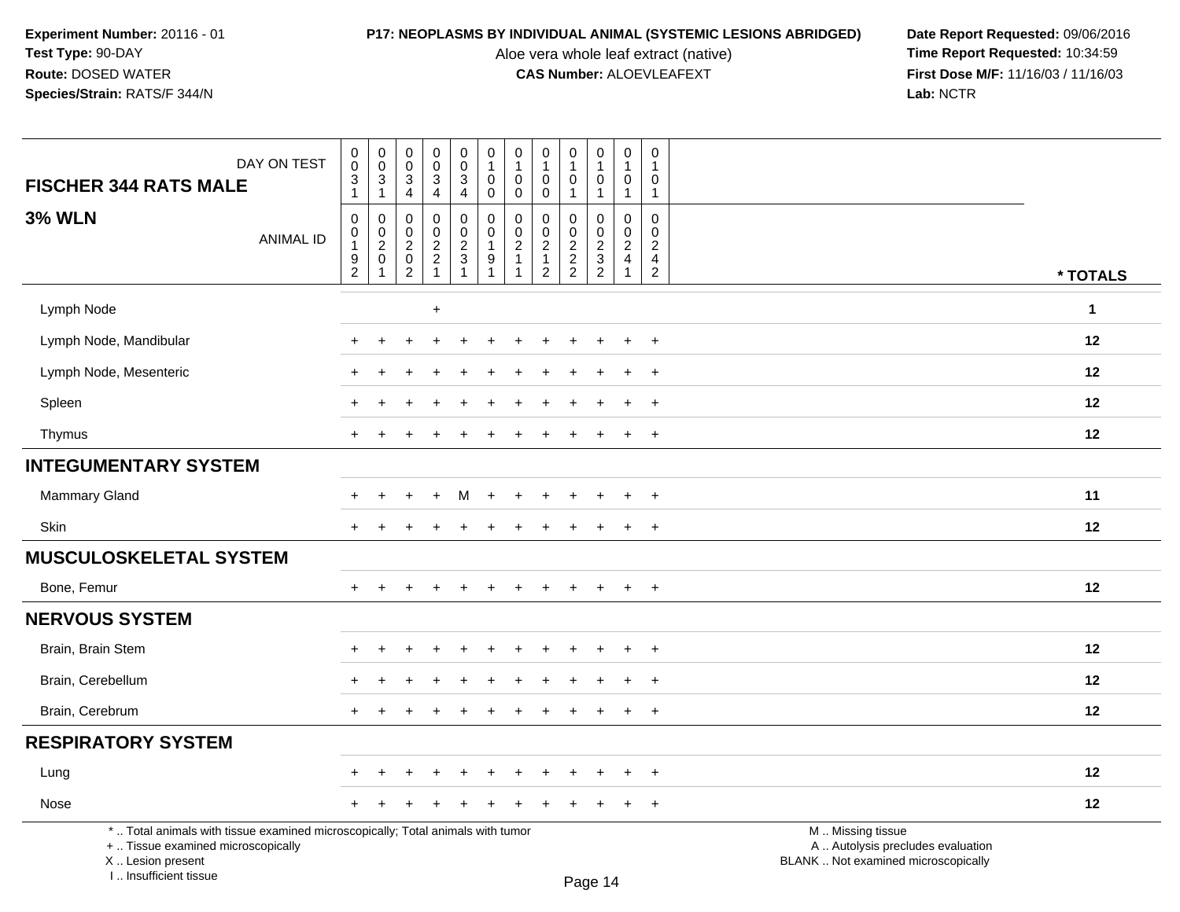**Experiment Number:** 20116 - 01
**Test Type:** 90-DAY
**Route:** DOSED WATER
**Species/Strain:** RATS/F 344/N

**P17: NEOPLASMS BY INDIVIDUAL ANIMAL (SYSTEMIC LESIONS ABRIDGED)**
Aloe vera whole leaf extract (native)
**CAS Number:** ALOEVLEAFEXT

**Date Report Requested:** 09/06/2016
**Time Report Requested:** 10:34:59
**First Dose M/F:** 11/16/03 / 11/16/03
**Lab:** NCTR

| FISCHER 344 RATS MALE — DAY ON TEST | 0031 | 0031 | 0034 | 0034 | 0034 | 0100 | 0100 | 0100 | 0101 | 0101 | 0101 | 0101 | |
|---|---|---|---|---|---|---|---|---|---|---|---|---|---|
| **3% WLN** — ANIMAL ID | 00192 | 00201 | 00202 | 00221 | 00231 | 00191 | 00211 | 00212 | 00222 | 00232 | 00241 | 00242 | *** TOTALS** |
| Lymph Node | | | | + | | | | | | | | | **1** |
| Lymph Node, Mandibular | + | + | + | + | + | + | + | + | + | + | + | + | **12** |
| Lymph Node, Mesenteric | + | + | + | + | + | + | + | + | + | + | + | + | **12** |
| Spleen | + | + | + | + | + | + | + | + | + | + | + | + | **12** |
| Thymus | + | + | + | + | + | + | + | + | + | + | + | + | **12** |
| **INTEGUMENTARY SYSTEM** | | | | | | | | | | | | | |
| Mammary Gland | + | + | + | + | M | + | + | + | + | + | + | + | **11** |
| Skin | + | + | + | + | + | + | + | + | + | + | + | + | **12** |
| **MUSCULOSKELETAL SYSTEM** | | | | | | | | | | | | | |
| Bone, Femur | + | + | + | + | + | + | + | + | + | + | + | + | **12** |
| **NERVOUS SYSTEM** | | | | | | | | | | | | | |
| Brain, Brain Stem | + | + | + | + | + | + | + | + | + | + | + | + | **12** |
| Brain, Cerebellum | + | + | + | + | + | + | + | + | + | + | + | + | **12** |
| Brain, Cerebrum | + | + | + | + | + | + | + | + | + | + | + | + | **12** |
| **RESPIRATORY SYSTEM** | | | | | | | | | | | | | |
| Lung | + | + | + | + | + | + | + | + | + | + | + | + | **12** |
| Nose | + | + | + | + | + | + | + | + | + | + | + | + | **12** |

* .. Total animals with tissue examined microscopically; Total animals with tumor
+ .. Tissue examined microscopically
X .. Lesion present
I .. Insufficient tissue

M .. Missing tissue
A .. Autolysis precludes evaluation
BLANK .. Not examined microscopically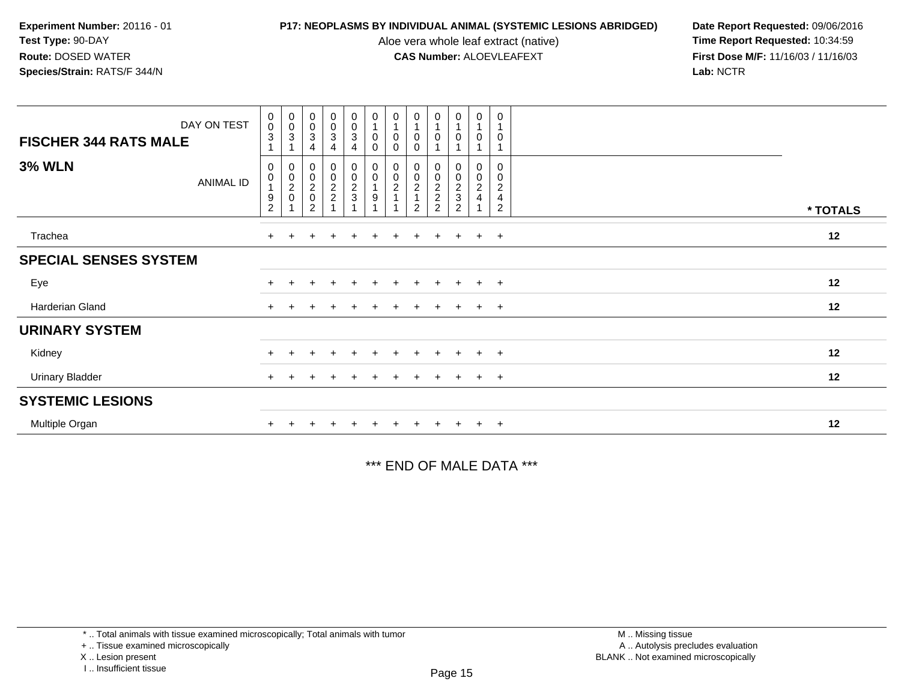**Experiment Number:** 20116 - 01
**Test Type:** 90-DAY
**Route:** DOSED WATER
**Species/Strain:** RATS/F 344/N

**P17: NEOPLASMS BY INDIVIDUAL ANIMAL (SYSTEMIC LESIONS ABRIDGED)**
Aloe vera whole leaf extract (native)
**CAS Number:** ALOEVLEAFEXT

**Date Report Requested:** 09/06/2016
**Time Report Requested:** 10:34:59
**First Dose M/F:** 11/16/03 / 11/16/03
**Lab:** NCTR

| FISCHER 344 RATS MALE — DAY ON TEST | 0031 | 0031 | 0034 | 0034 | 0034 | 0100 | 0100 | 0100 | 0101 | 0101 | 0101 | 0101 | |
|---|---|---|---|---|---|---|---|---|---|---|---|---|---|
| **3% WLN** — ANIMAL ID | 00192 | 00201 | 00202 | 00221 | 00231 | 00191 | 00211 | 00212 | 00222 | 00232 | 00241 | 00242 | * TOTALS |
| Trachea | + | + | + | + | + | + | + | + | + | + | + | + | 12 |
| **SPECIAL SENSES SYSTEM** | | | | | | | | | | | | | |
| Eye | + | + | + | + | + | + | + | + | + | + | + | + | 12 |
| Harderian Gland | + | + | + | + | + | + | + | + | + | + | + | + | 12 |
| **URINARY SYSTEM** | | | | | | | | | | | | | |
| Kidney | + | + | + | + | + | + | + | + | + | + | + | + | 12 |
| Urinary Bladder | + | + | + | + | + | + | + | + | + | + | + | + | 12 |
| **SYSTEMIC LESIONS** | | | | | | | | | | | | | |
| Multiple Organ | + | + | + | + | + | + | + | + | + | + | + | + | 12 |

*** END OF MALE DATA ***

* .. Total animals with tissue examined microscopically; Total animals with tumor
+ .. Tissue examined microscopically
X .. Lesion present
I .. Insufficient tissue

M .. Missing tissue
A .. Autolysis precludes evaluation
BLANK .. Not examined microscopically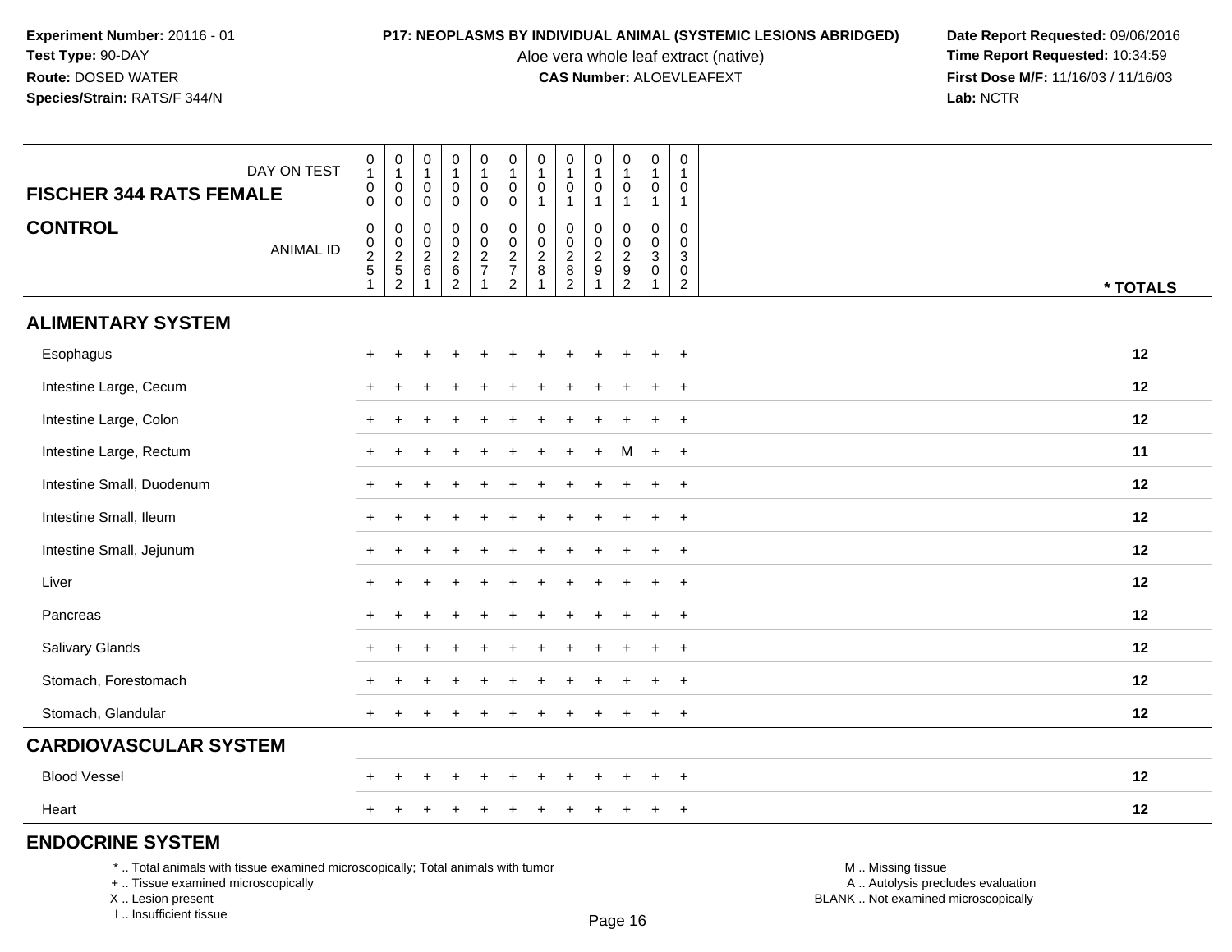Experiment Number: 20116 - 01
Test Type: 90-DAY
Route: DOSED WATER
Species/Strain: RATS/F 344/N

**P17: NEOPLASMS BY INDIVIDUAL ANIMAL (SYSTEMIC LESIONS ABRIDGED)**
Aloe vera whole leaf extract (native)
**CAS Number:** ALOEVLEAFEXT

Date Report Requested: 09/06/2016
Time Report Requested: 10:34:59
First Dose M/F: 11/16/03 / 11/16/03
Lab: NCTR

| FISCHER 344 RATS FEMALE — DAY ON TEST | 0100 | 0100 | 0100 | 0100 | 0100 | 0100 | 0101 | 0101 | 0101 | 0101 | 0101 | 0101 | |
|---|---|---|---|---|---|---|---|---|---|---|---|---|---|
| **CONTROL** — ANIMAL ID | 00251 | 00252 | 00261 | 00262 | 00271 | 00272 | 00281 | 00282 | 00291 | 00292 | 00301 | 00302 | * TOTALS |
| **ALIMENTARY SYSTEM** | | | | | | | | | | | | | |
| Esophagus | + | + | + | + | + | + | + | + | + | + | + | + | 12 |
| Intestine Large, Cecum | + | + | + | + | + | + | + | + | + | + | + | + | 12 |
| Intestine Large, Colon | + | + | + | + | + | + | + | + | + | + | + | + | 12 |
| Intestine Large, Rectum | + | + | + | + | + | + | + | + | + | M | + | + | 11 |
| Intestine Small, Duodenum | + | + | + | + | + | + | + | + | + | + | + | + | 12 |
| Intestine Small, Ileum | + | + | + | + | + | + | + | + | + | + | + | + | 12 |
| Intestine Small, Jejunum | + | + | + | + | + | + | + | + | + | + | + | + | 12 |
| Liver | + | + | + | + | + | + | + | + | + | + | + | + | 12 |
| Pancreas | + | + | + | + | + | + | + | + | + | + | + | + | 12 |
| Salivary Glands | + | + | + | + | + | + | + | + | + | + | + | + | 12 |
| Stomach, Forestomach | + | + | + | + | + | + | + | + | + | + | + | + | 12 |
| Stomach, Glandular | + | + | + | + | + | + | + | + | + | + | + | + | 12 |
| **CARDIOVASCULAR SYSTEM** | | | | | | | | | | | | | |
| Blood Vessel | + | + | + | + | + | + | + | + | + | + | + | + | 12 |
| Heart | + | + | + | + | + | + | + | + | + | + | + | + | 12 |
| **ENDOCRINE SYSTEM** | | | | | | | | | | | | | |

* .. Total animals with tissue examined microscopically; Total animals with tumor
+ .. Tissue examined microscopically
X .. Lesion present
I .. Insufficient tissue

M .. Missing tissue
A .. Autolysis precludes evaluation
BLANK .. Not examined microscopically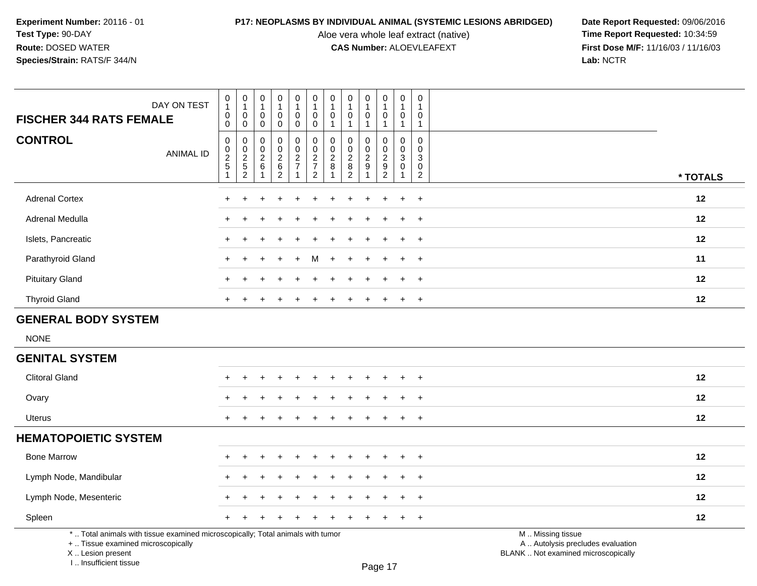**Experiment Number:** 20116 - 01
**Test Type:** 90-DAY
**Route:** DOSED WATER
**Species/Strain:** RATS/F 344/N

**P17: NEOPLASMS BY INDIVIDUAL ANIMAL (SYSTEMIC LESIONS ABRIDGED)**
Aloe vera whole leaf extract (native)
**CAS Number:** ALOEVLEAFEXT

**Date Report Requested:** 09/06/2016
**Time Report Requested:** 10:34:59
**First Dose M/F:** 11/16/03 / 11/16/03
**Lab:** NCTR

| FISCHER 344 RATS FEMALE — DAY ON TEST | 0100 | 0100 | 0100 | 0100 | 0100 | 0100 | 0101 | 0101 | 0101 | 0101 | 0101 | 0101 | |
|---|---|---|---|---|---|---|---|---|---|---|---|---|---|
| **CONTROL** — ANIMAL ID | 00251 | 00252 | 00261 | 00262 | 00271 | 00272 | 00281 | 00282 | 00291 | 00292 | 00301 | 00302 | *** TOTALS** |
| Adrenal Cortex | + | + | + | + | + | + | + | + | + | + | + | + | 12 |
| Adrenal Medulla | + | + | + | + | + | + | + | + | + | + | + | + | 12 |
| Islets, Pancreatic | + | + | + | + | + | + | + | + | + | + | + | + | 12 |
| Parathyroid Gland | + | + | + | + | + | M | + | + | + | + | + | + | 11 |
| Pituitary Gland | + | + | + | + | + | + | + | + | + | + | + | + | 12 |
| Thyroid Gland | + | + | + | + | + | + | + | + | + | + | + | + | 12 |
| **GENERAL BODY SYSTEM** | | | | | | | | | | | | | |
| NONE | | | | | | | | | | | | | |
| **GENITAL SYSTEM** | | | | | | | | | | | | | |
| Clitoral Gland | + | + | + | + | + | + | + | + | + | + | + | + | 12 |
| Ovary | + | + | + | + | + | + | + | + | + | + | + | + | 12 |
| Uterus | + | + | + | + | + | + | + | + | + | + | + | + | 12 |
| **HEMATOPOIETIC SYSTEM** | | | | | | | | | | | | | |
| Bone Marrow | + | + | + | + | + | + | + | + | + | + | + | + | 12 |
| Lymph Node, Mandibular | + | + | + | + | + | + | + | + | + | + | + | + | 12 |
| Lymph Node, Mesenteric | + | + | + | + | + | + | + | + | + | + | + | + | 12 |
| Spleen | + | + | + | + | + | + | + | + | + | + | + | + | 12 |

* .. Total animals with tissue examined microscopically; Total animals with tumor
+ .. Tissue examined microscopically
X .. Lesion present
I .. Insufficient tissue

M .. Missing tissue
A .. Autolysis precludes evaluation
BLANK .. Not examined microscopically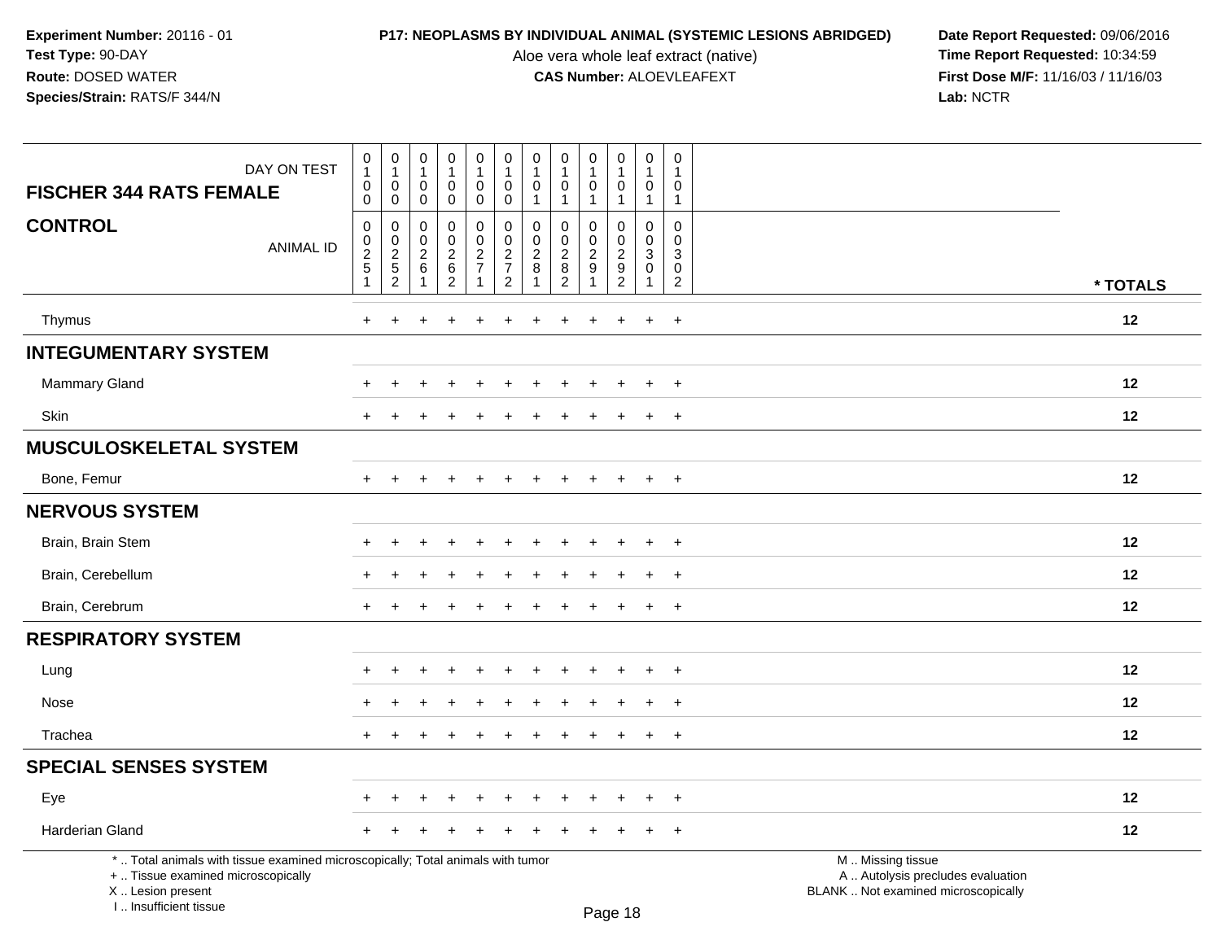**Experiment Number:** 20116 - 01
**Test Type:** 90-DAY
**Route:** DOSED WATER
**Species/Strain:** RATS/F 344/N

**P17: NEOPLASMS BY INDIVIDUAL ANIMAL (SYSTEMIC LESIONS ABRIDGED)**
Aloe vera whole leaf extract (native)
**CAS Number:** ALOEVLEAFEXT

**Date Report Requested:** 09/06/2016
**Time Report Requested:** 10:34:59
**First Dose M/F:** 11/16/03 / 11/16/03
**Lab:** NCTR

| FISCHER 344 RATS FEMALE — DAY ON TEST | 0100 | 0100 | 0100 | 0100 | 0100 | 0100 | 0101 | 0101 | 0101 | 0101 | 0101 | 0101 | |
|---|---|---|---|---|---|---|---|---|---|---|---|---|---|
| **CONTROL** — ANIMAL ID | 00251 | 00252 | 00261 | 00262 | 00271 | 00272 | 00281 | 00282 | 00291 | 00292 | 00301 | 00302 | * TOTALS |
| Thymus | + | + | + | + | + | + | + | + | + | + | + | + | 12 |
| **INTEGUMENTARY SYSTEM** | | | | | | | | | | | | | |
| Mammary Gland | + | + | + | + | + | + | + | + | + | + | + | + | 12 |
| Skin | + | + | + | + | + | + | + | + | + | + | + | + | 12 |
| **MUSCULOSKELETAL SYSTEM** | | | | | | | | | | | | | |
| Bone, Femur | + | + | + | + | + | + | + | + | + | + | + | + | 12 |
| **NERVOUS SYSTEM** | | | | | | | | | | | | | |
| Brain, Brain Stem | + | + | + | + | + | + | + | + | + | + | + | + | 12 |
| Brain, Cerebellum | + | + | + | + | + | + | + | + | + | + | + | + | 12 |
| Brain, Cerebrum | + | + | + | + | + | + | + | + | + | + | + | + | 12 |
| **RESPIRATORY SYSTEM** | | | | | | | | | | | | | |
| Lung | + | + | + | + | + | + | + | + | + | + | + | + | 12 |
| Nose | + | + | + | + | + | + | + | + | + | + | + | + | 12 |
| Trachea | + | + | + | + | + | + | + | + | + | + | + | + | 12 |
| **SPECIAL SENSES SYSTEM** | | | | | | | | | | | | | |
| Eye | + | + | + | + | + | + | + | + | + | + | + | + | 12 |
| Harderian Gland | + | + | + | + | + | + | + | + | + | + | + | + | 12 |

* .. Total animals with tissue examined microscopically; Total animals with tumor
+ .. Tissue examined microscopically
X .. Lesion present
I .. Insufficient tissue

M .. Missing tissue
A .. Autolysis precludes evaluation
BLANK .. Not examined microscopically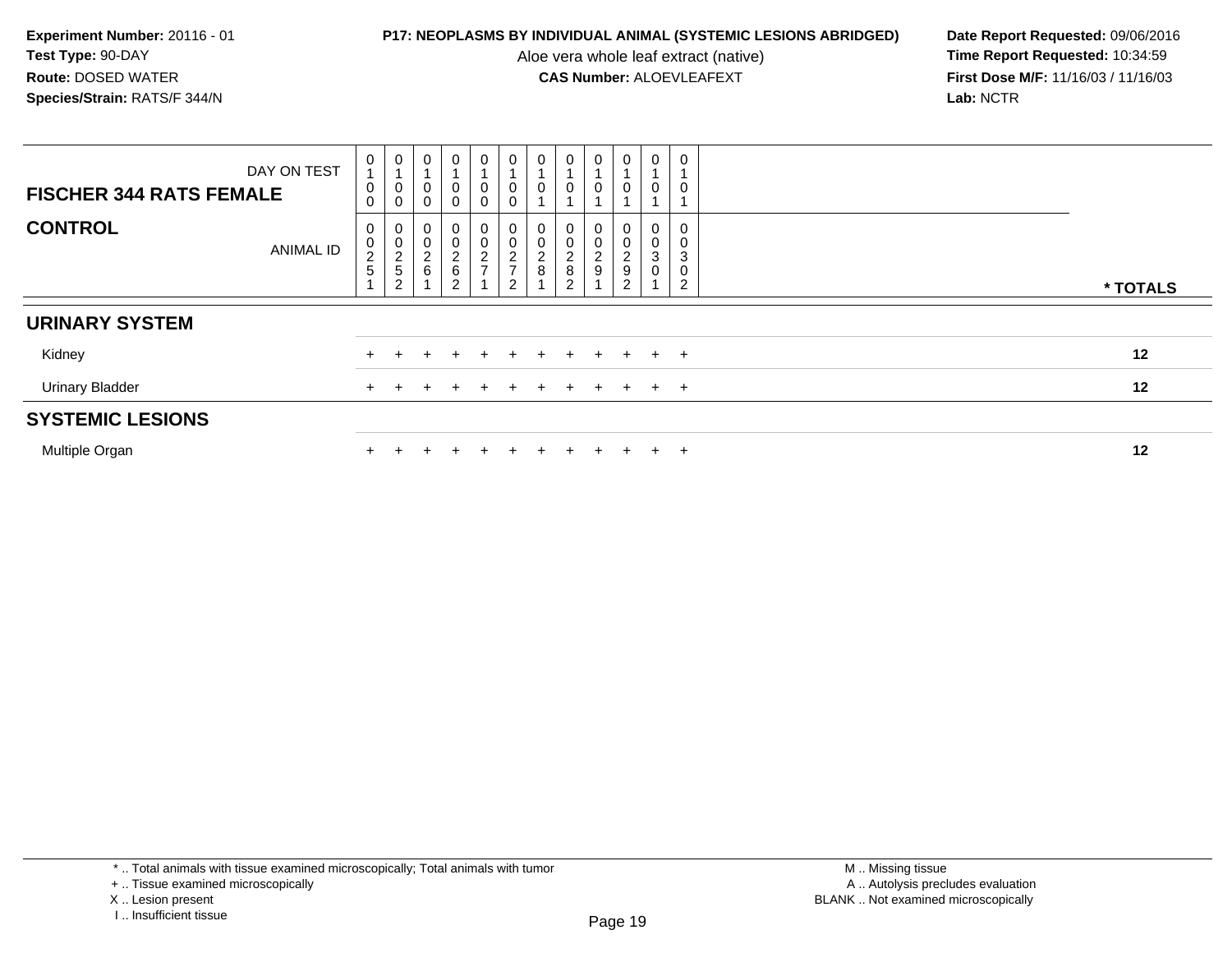**Experiment Number:** 20116 - 01
**Test Type:** 90-DAY
**Route:** DOSED WATER
**Species/Strain:** RATS/F 344/N

**P17: NEOPLASMS BY INDIVIDUAL ANIMAL (SYSTEMIC LESIONS ABRIDGED)**

Aloe vera whole leaf extract (native)

**CAS Number:** ALOEVLEAFEXT

**Date Report Requested:** 09/06/2016
**Time Report Requested:** 10:34:59
**First Dose M/F:** 11/16/03 / 11/16/03
**Lab:** NCTR

| FISCHER 344 RATS FEMALE — DAY ON TEST | 0100 | 0100 | 0100 | 0100 | 0100 | 0100 | 0101 | 0101 | 0101 | 0101 | 0101 | 0101 | |
|---|---|---|---|---|---|---|---|---|---|---|---|---|---|
| **CONTROL** — ANIMAL ID | 00251 | 00252 | 00261 | 00262 | 00271 | 00272 | 00281 | 00282 | 00291 | 00292 | 00301 | 00302 | * TOTALS |
| **URINARY SYSTEM** | | | | | | | | | | | | | |
| Kidney | + | + | + | + | + | + | + | + | + | + | + | + | 12 |
| Urinary Bladder | + | + | + | + | + | + | + | + | + | + | + | + | 12 |
| **SYSTEMIC LESIONS** | | | | | | | | | | | | | |
| Multiple Organ | + | + | + | + | + | + | + | + | + | + | + | + | 12 |

* .. Total animals with tissue examined microscopically; Total animals with tumor
+ .. Tissue examined microscopically
X .. Lesion present
I .. Insufficient tissue

M .. Missing tissue
A .. Autolysis precludes evaluation
BLANK .. Not examined microscopically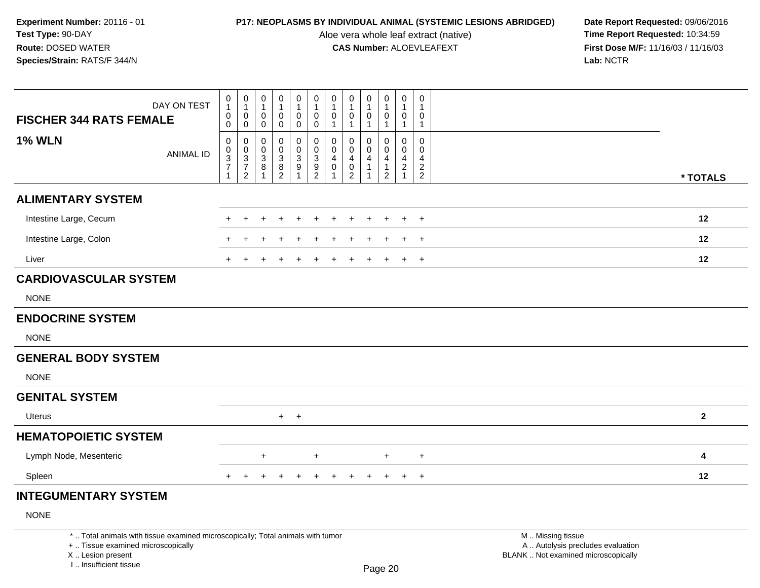**Experiment Number:** 20116 - 01
**Test Type:** 90-DAY
**Route:** DOSED WATER
**Species/Strain:** RATS/F 344/N

**P17: NEOPLASMS BY INDIVIDUAL ANIMAL (SYSTEMIC LESIONS ABRIDGED)**
Aloe vera whole leaf extract (native)
**CAS Number:** ALOEVLEAFEXT

**Date Report Requested:** 09/06/2016
**Time Report Requested:** 10:34:59
**First Dose M/F:** 11/16/03 / 11/16/03
**Lab:** NCTR

| FISCHER 344 RATS FEMALE — DAY ON TEST | 0100 | 0100 | 0100 | 0100 | 0100 | 0100 | 0101 | 0101 | 0101 | 0101 | 0101 | 0101 | |
|---|---|---|---|---|---|---|---|---|---|---|---|---|---|
| **1% WLN** — ANIMAL ID | 00371 | 00372 | 00381 | 00382 | 00391 | 00392 | 00401 | 00402 | 00411 | 00412 | 00421 | 00422 | *** TOTALS** |
| **ALIMENTARY SYSTEM** | | | | | | | | | | | | | |
| Intestine Large, Cecum | + | + | + | + | + | + | + | + | + | + | + | + | **12** |
| Intestine Large, Colon | + | + | + | + | + | + | + | + | + | + | + | + | **12** |
| Liver | + | + | + | + | + | + | + | + | + | + | + | + | **12** |
| **CARDIOVASCULAR SYSTEM** | | | | | | | | | | | | | |
| NONE | | | | | | | | | | | | | |
| **ENDOCRINE SYSTEM** | | | | | | | | | | | | | |
| NONE | | | | | | | | | | | | | |
| **GENERAL BODY SYSTEM** | | | | | | | | | | | | | |
| NONE | | | | | | | | | | | | | |
| **GENITAL SYSTEM** | | | | | | | | | | | | | |
| Uterus | | | | + | + | | | | | | | | **2** |
| **HEMATOPOIETIC SYSTEM** | | | | | | | | | | | | | |
| Lymph Node, Mesenteric | | | + | | | + | | | | + | | + | **4** |
| Spleen | + | + | + | + | + | + | + | + | + | + | + | + | **12** |
| **INTEGUMENTARY SYSTEM** | | | | | | | | | | | | | |
| NONE | | | | | | | | | | | | | |

\* .. Total animals with tissue examined microscopically; Total animals with tumor
\+ .. Tissue examined microscopically
X .. Lesion present
I .. Insufficient tissue

M .. Missing tissue
A .. Autolysis precludes evaluation
BLANK .. Not examined microscopically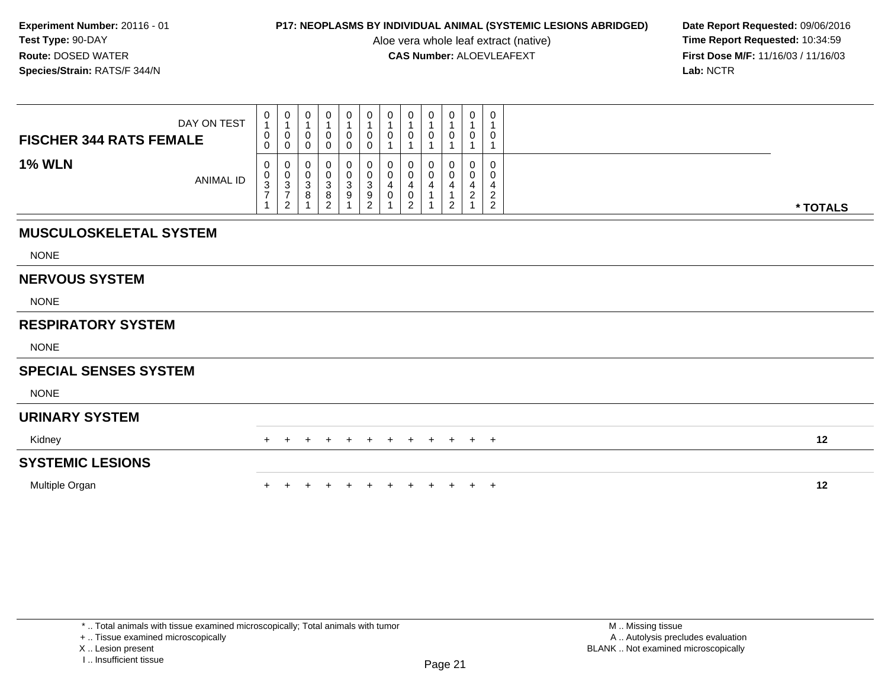**Experiment Number:** 20116 - 01
**Test Type:** 90-DAY
**Route:** DOSED WATER
**Species/Strain:** RATS/F 344/N

**P17: NEOPLASMS BY INDIVIDUAL ANIMAL (SYSTEMIC LESIONS ABRIDGED)**
Aloe vera whole leaf extract (native)
**CAS Number:** ALOEVLEAFEXT

**Date Report Requested:** 09/06/2016
**Time Report Requested:** 10:34:59
**First Dose M/F:** 11/16/03 / 11/16/03
**Lab:** NCTR

| FISCHER 344 RATS FEMALE — DAY ON TEST | 0100 | 0100 | 0100 | 0100 | 0100 | 0100 | 0101 | 0101 | 0101 | 0101 | 0101 | 0101 | |
|---|---|---|---|---|---|---|---|---|---|---|---|---|---|
| **1% WLN** — ANIMAL ID | 00371 | 00372 | 00381 | 00382 | 00391 | 00392 | 00401 | 00402 | 00411 | 00412 | 00421 | 00422 | * TOTALS |
| **MUSCULOSKELETAL SYSTEM** | | | | | | | | | | | | | |
| NONE | | | | | | | | | | | | | |
| **NERVOUS SYSTEM** | | | | | | | | | | | | | |
| NONE | | | | | | | | | | | | | |
| **RESPIRATORY SYSTEM** | | | | | | | | | | | | | |
| NONE | | | | | | | | | | | | | |
| **SPECIAL SENSES SYSTEM** | | | | | | | | | | | | | |
| NONE | | | | | | | | | | | | | |
| **URINARY SYSTEM** | | | | | | | | | | | | | |
| Kidney | + | + | + | + | + | + | + | + | + | + | + | + | 12 |
| **SYSTEMIC LESIONS** | | | | | | | | | | | | | |
| Multiple Organ | + | + | + | + | + | + | + | + | + | + | + | + | 12 |

\* .. Total animals with tissue examined microscopically; Total animals with tumor
\+ .. Tissue examined microscopically
X .. Lesion present
I .. Insufficient tissue

M .. Missing tissue
A .. Autolysis precludes evaluation
BLANK .. Not examined microscopically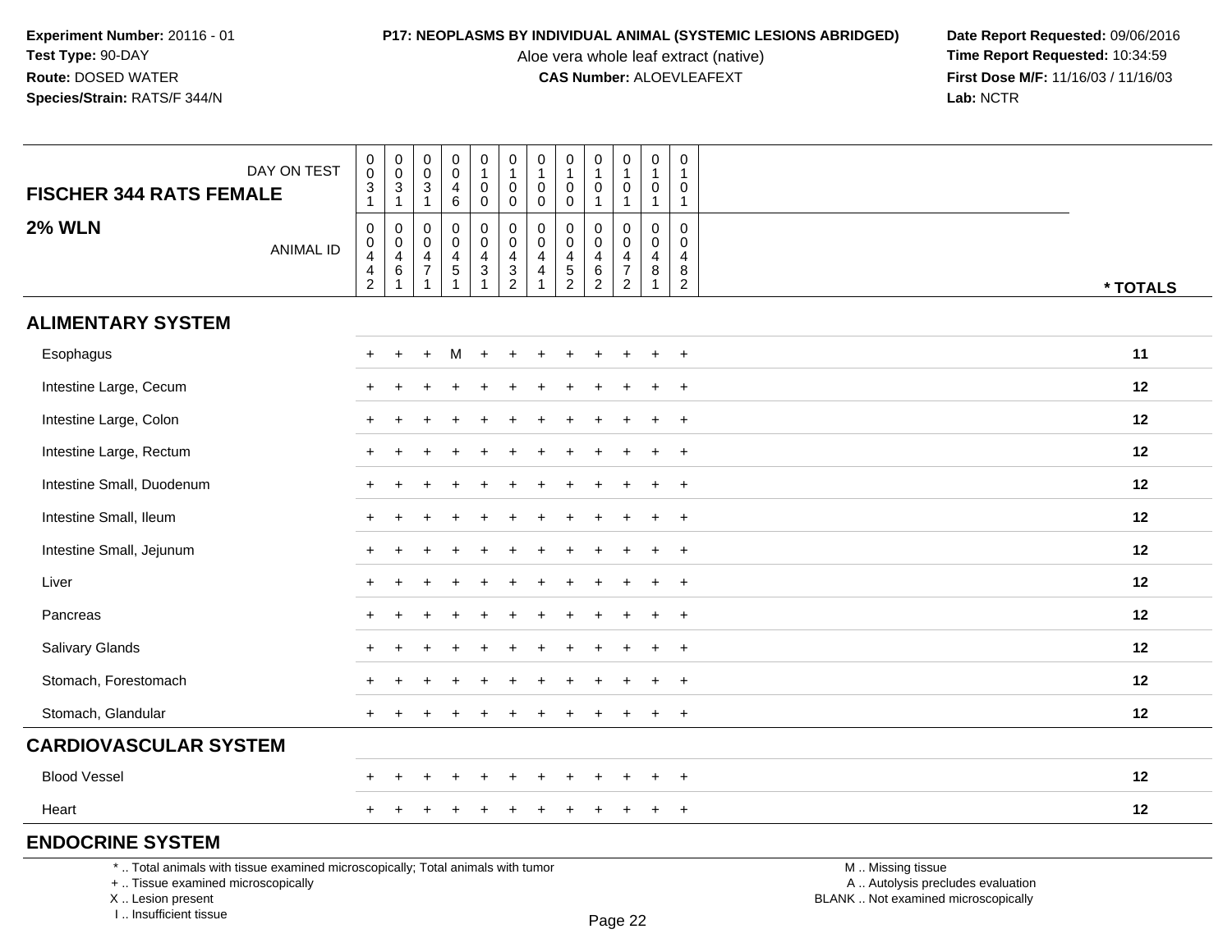**Experiment Number:** 20116 - 01
**Test Type:** 90-DAY
**Route:** DOSED WATER
**Species/Strain:** RATS/F 344/N

**P17: NEOPLASMS BY INDIVIDUAL ANIMAL (SYSTEMIC LESIONS ABRIDGED)**
Aloe vera whole leaf extract (native)
**CAS Number:** ALOEVLEAFEXT

**Date Report Requested:** 09/06/2016
**Time Report Requested:** 10:34:59
**First Dose M/F:** 11/16/03 / 11/16/03
**Lab:** NCTR

| FISCHER 344 RATS FEMALE — DAY ON TEST | 0031 | 0031 | 0031 | 0046 | 0100 | 0100 | 0100 | 0100 | 0101 | 0101 | 0101 | 0101 | |
|---|---|---|---|---|---|---|---|---|---|---|---|---|---|
| **2% WLN** — ANIMAL ID | 00442 | 00461 | 00471 | 00451 | 00431 | 00432 | 00441 | 00452 | 00462 | 00472 | 00481 | 00482 | *** TOTALS** |
| **ALIMENTARY SYSTEM** | | | | | | | | | | | | | |
| Esophagus | + | + | + | M | + | + | + | + | + | + | + | + | **11** |
| Intestine Large, Cecum | + | + | + | + | + | + | + | + | + | + | + | + | **12** |
| Intestine Large, Colon | + | + | + | + | + | + | + | + | + | + | + | + | **12** |
| Intestine Large, Rectum | + | + | + | + | + | + | + | + | + | + | + | + | **12** |
| Intestine Small, Duodenum | + | + | + | + | + | + | + | + | + | + | + | + | **12** |
| Intestine Small, Ileum | + | + | + | + | + | + | + | + | + | + | + | + | **12** |
| Intestine Small, Jejunum | + | + | + | + | + | + | + | + | + | + | + | + | **12** |
| Liver | + | + | + | + | + | + | + | + | + | + | + | + | **12** |
| Pancreas | + | + | + | + | + | + | + | + | + | + | + | + | **12** |
| Salivary Glands | + | + | + | + | + | + | + | + | + | + | + | + | **12** |
| Stomach, Forestomach | + | + | + | + | + | + | + | + | + | + | + | + | **12** |
| Stomach, Glandular | + | + | + | + | + | + | + | + | + | + | + | + | **12** |
| **CARDIOVASCULAR SYSTEM** | | | | | | | | | | | | | |
| Blood Vessel | + | + | + | + | + | + | + | + | + | + | + | + | **12** |
| Heart | + | + | + | + | + | + | + | + | + | + | + | + | **12** |
| **ENDOCRINE SYSTEM** | | | | | | | | | | | | | |

* .. Total animals with tissue examined microscopically; Total animals with tumor
+ .. Tissue examined microscopically
X .. Lesion present
I .. Insufficient tissue

M .. Missing tissue
A .. Autolysis precludes evaluation
BLANK .. Not examined microscopically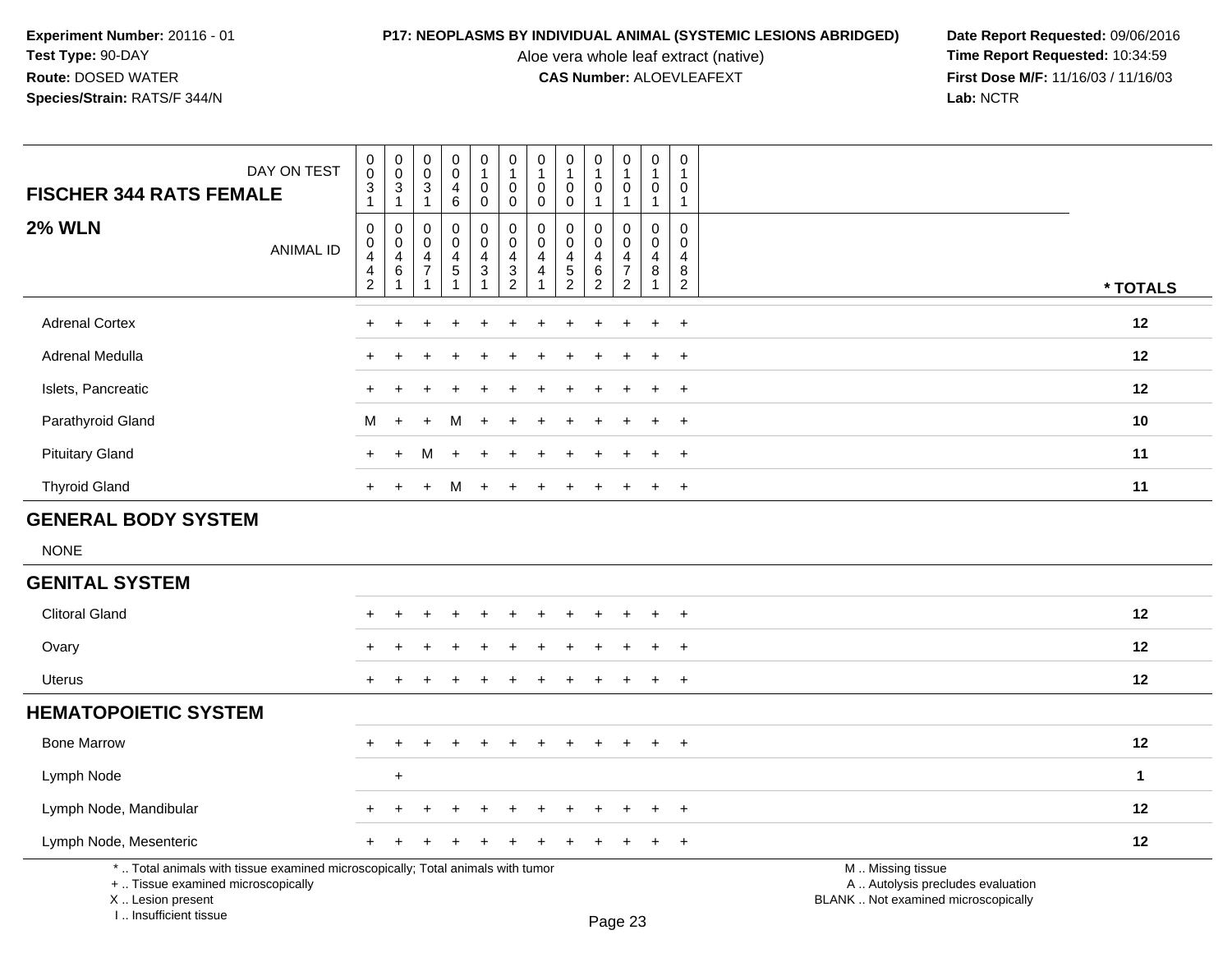**Experiment Number:** 20116 - 01
**Test Type:** 90-DAY
**Route:** DOSED WATER
**Species/Strain:** RATS/F 344/N

**P17: NEOPLASMS BY INDIVIDUAL ANIMAL (SYSTEMIC LESIONS ABRIDGED)**
Aloe vera whole leaf extract (native)
**CAS Number:** ALOEVLEAFEXT

**Date Report Requested:** 09/06/2016
**Time Report Requested:** 10:34:59
**First Dose M/F:** 11/16/03 / 11/16/03
**Lab:** NCTR

| FISCHER 344 RATS FEMALE — DAY ON TEST | 0031 | 0031 | 0031 | 0046 | 0100 | 0100 | 0100 | 0100 | 0101 | 0101 | 0101 | 0101 | |
|---|---|---|---|---|---|---|---|---|---|---|---|---|---|
| **2% WLN** — ANIMAL ID | 00442 | 00461 | 00471 | 00451 | 00431 | 00432 | 00441 | 00452 | 00462 | 00472 | 00481 | 00482 | * TOTALS |
| Adrenal Cortex | + | + | + | + | + | + | + | + | + | + | + | + | 12 |
| Adrenal Medulla | + | + | + | + | + | + | + | + | + | + | + | + | 12 |
| Islets, Pancreatic | + | + | + | + | + | + | + | + | + | + | + | + | 12 |
| Parathyroid Gland | M | + | + | M | + | + | + | + | + | + | + | + | 10 |
| Pituitary Gland | + | + | M | + | + | + | + | + | + | + | + | + | 11 |
| Thyroid Gland | + | + | + | M | + | + | + | + | + | + | + | + | 11 |
| **GENERAL BODY SYSTEM** | | | | | | | | | | | | | |
| NONE | | | | | | | | | | | | | |
| **GENITAL SYSTEM** | | | | | | | | | | | | | |
| Clitoral Gland | + | + | + | + | + | + | + | + | + | + | + | + | 12 |
| Ovary | + | + | + | + | + | + | + | + | + | + | + | + | 12 |
| Uterus | + | + | + | + | + | + | + | + | + | + | + | + | 12 |
| **HEMATOPOIETIC SYSTEM** | | | | | | | | | | | | | |
| Bone Marrow | + | + | + | + | + | + | + | + | + | + | + | + | 12 |
| Lymph Node | | + | | | | | | | | | | | 1 |
| Lymph Node, Mandibular | + | + | + | + | + | + | + | + | + | + | + | + | 12 |
| Lymph Node, Mesenteric | + | + | + | + | + | + | + | + | + | + | + | + | 12 |

\* .. Total animals with tissue examined microscopically; Total animals with tumor
\+ .. Tissue examined microscopically
X .. Lesion present
I .. Insufficient tissue

M .. Missing tissue
A .. Autolysis precludes evaluation
BLANK .. Not examined microscopically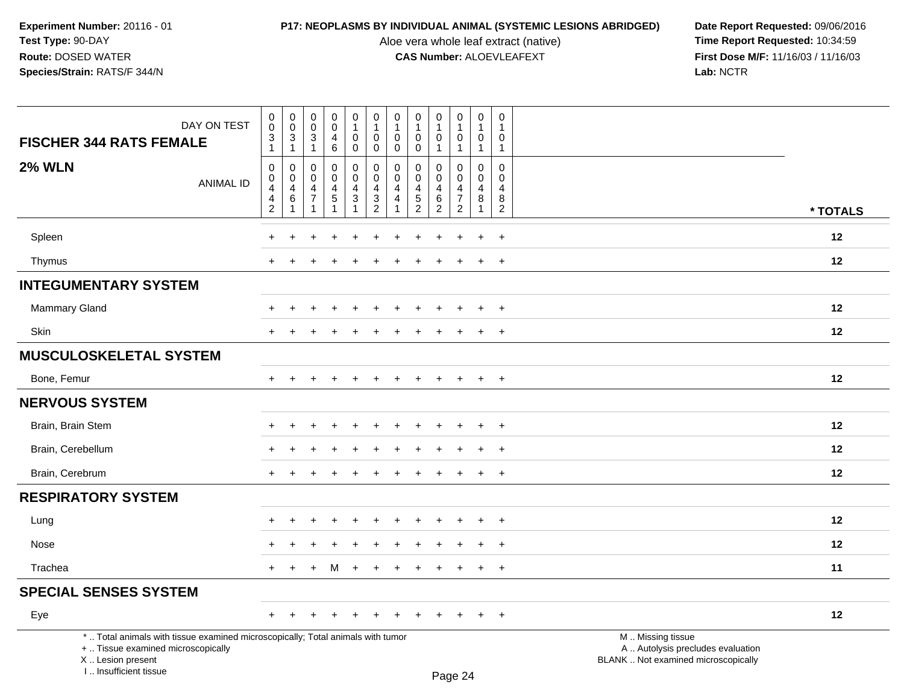**Experiment Number:** 20116 - 01
**Test Type:** 90-DAY
**Route:** DOSED WATER
**Species/Strain:** RATS/F 344/N

**P17: NEOPLASMS BY INDIVIDUAL ANIMAL (SYSTEMIC LESIONS ABRIDGED)**
Aloe vera whole leaf extract (native)
**CAS Number:** ALOEVLEAFEXT

**Date Report Requested:** 09/06/2016
**Time Report Requested:** 10:34:59
**First Dose M/F:** 11/16/03 / 11/16/03
**Lab:** NCTR

| FISCHER 344 RATS FEMALE — DAY ON TEST | 0031 | 0031 | 0031 | 0046 | 0100 | 0100 | 0100 | 0100 | 0101 | 0101 | 0101 | 0101 | |
|---|---|---|---|---|---|---|---|---|---|---|---|---|---|
| **2% WLN** — ANIMAL ID | 00442 | 00461 | 00471 | 00451 | 00431 | 00432 | 00441 | 00452 | 00462 | 00472 | 00481 | 00482 | * TOTALS |
| Spleen | + | + | + | + | + | + | + | + | + | + | + | + | 12 |
| Thymus | + | + | + | + | + | + | + | + | + | + | + | + | 12 |
| **INTEGUMENTARY SYSTEM** | | | | | | | | | | | | | |
| Mammary Gland | + | + | + | + | + | + | + | + | + | + | + | + | 12 |
| Skin | + | + | + | + | + | + | + | + | + | + | + | + | 12 |
| **MUSCULOSKELETAL SYSTEM** | | | | | | | | | | | | | |
| Bone, Femur | + | + | + | + | + | + | + | + | + | + | + | + | 12 |
| **NERVOUS SYSTEM** | | | | | | | | | | | | | |
| Brain, Brain Stem | + | + | + | + | + | + | + | + | + | + | + | + | 12 |
| Brain, Cerebellum | + | + | + | + | + | + | + | + | + | + | + | + | 12 |
| Brain, Cerebrum | + | + | + | + | + | + | + | + | + | + | + | + | 12 |
| **RESPIRATORY SYSTEM** | | | | | | | | | | | | | |
| Lung | + | + | + | + | + | + | + | + | + | + | + | + | 12 |
| Nose | + | + | + | + | + | + | + | + | + | + | + | + | 12 |
| Trachea | + | + | + | M | + | + | + | + | + | + | + | + | 11 |
| **SPECIAL SENSES SYSTEM** | | | | | | | | | | | | | |
| Eye | + | + | + | + | + | + | + | + | + | + | + | + | 12 |

* .. Total animals with tissue examined microscopically; Total animals with tumor
+ .. Tissue examined microscopically
X .. Lesion present
I .. Insufficient tissue

M .. Missing tissue
A .. Autolysis precludes evaluation
BLANK .. Not examined microscopically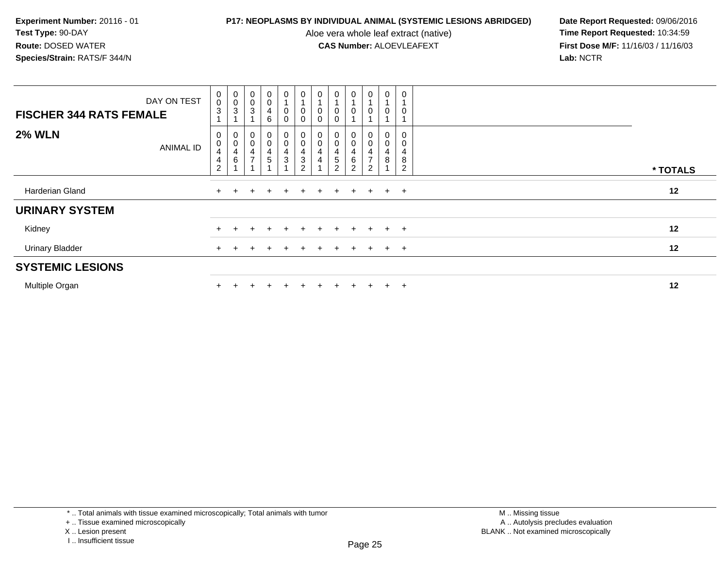**Experiment Number:** 20116 - 01
**Test Type:** 90-DAY
**Route:** DOSED WATER
**Species/Strain:** RATS/F 344/N

**P17: NEOPLASMS BY INDIVIDUAL ANIMAL (SYSTEMIC LESIONS ABRIDGED)**
Aloe vera whole leaf extract (native)
**CAS Number:** ALOEVLEAFEXT

**Date Report Requested:** 09/06/2016
**Time Report Requested:** 10:34:59
**First Dose M/F:** 11/16/03 / 11/16/03
**Lab:** NCTR

| FISCHER 344 RATS FEMALE — DAY ON TEST | 0031 | 0031 | 0031 | 0046 | 0100 | 0100 | 0100 | 0100 | 0101 | 0101 | 0101 | 0101 | |
|---|---|---|---|---|---|---|---|---|---|---|---|---|---|
| **2% WLN** — ANIMAL ID | 00442 | 00461 | 00471 | 00451 | 00431 | 00432 | 00441 | 00452 | 00462 | 00472 | 00481 | 00482 | * TOTALS |
| Harderian Gland | + | + | + | + | + | + | + | + | + | + | + | + | 12 |
| **URINARY SYSTEM** | | | | | | | | | | | | | |
| Kidney | + | + | + | + | + | + | + | + | + | + | + | + | 12 |
| Urinary Bladder | + | + | + | + | + | + | + | + | + | + | + | + | 12 |
| **SYSTEMIC LESIONS** | | | | | | | | | | | | | |
| Multiple Organ | + | + | + | + | + | + | + | + | + | + | + | + | 12 |

\* .. Total animals with tissue examined microscopically; Total animals with tumor
\+ .. Tissue examined microscopically
X .. Lesion present
I .. Insufficient tissue

M .. Missing tissue
A .. Autolysis precludes evaluation
BLANK .. Not examined microscopically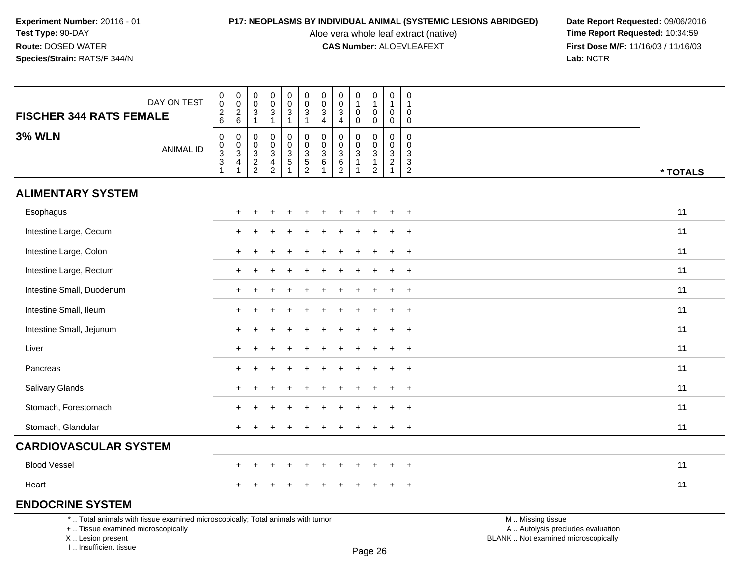**Experiment Number:** 20116 - 01
**Test Type:** 90-DAY
**Route:** DOSED WATER
**Species/Strain:** RATS/F 344/N

**P17: NEOPLASMS BY INDIVIDUAL ANIMAL (SYSTEMIC LESIONS ABRIDGED)**
Aloe vera whole leaf extract (native)
**CAS Number:** ALOEVLEAFEXT

**Date Report Requested:** 09/06/2016
**Time Report Requested:** 10:34:59
**First Dose M/F:** 11/16/03 / 11/16/03
**Lab:** NCTR

| FISCHER 344 RATS FEMALE — DAY ON TEST | 0026 | 0026 | 0031 | 0031 | 0031 | 0031 | 0034 | 0034 | 0100 | 0100 | 0100 | 0100 | |
|---|---|---|---|---|---|---|---|---|---|---|---|---|---|
| **3% WLN** — ANIMAL ID | 00331 | 00341 | 00322 | 00342 | 00351 | 00352 | 00361 | 00362 | 00311 | 00312 | 00321 | 00332 | **\* TOTALS** |
| **ALIMENTARY SYSTEM** | | | | | | | | | | | | | |
| Esophagus | | + | + | + | + | + | + | + | + | + | + | + | 11 |
| Intestine Large, Cecum | | + | + | + | + | + | + | + | + | + | + | + | 11 |
| Intestine Large, Colon | | + | + | + | + | + | + | + | + | + | + | + | 11 |
| Intestine Large, Rectum | | + | + | + | + | + | + | + | + | + | + | + | 11 |
| Intestine Small, Duodenum | | + | + | + | + | + | + | + | + | + | + | + | 11 |
| Intestine Small, Ileum | | + | + | + | + | + | + | + | + | + | + | + | 11 |
| Intestine Small, Jejunum | | + | + | + | + | + | + | + | + | + | + | + | 11 |
| Liver | | + | + | + | + | + | + | + | + | + | + | + | 11 |
| Pancreas | | + | + | + | + | + | + | + | + | + | + | + | 11 |
| Salivary Glands | | + | + | + | + | + | + | + | + | + | + | + | 11 |
| Stomach, Forestomach | | + | + | + | + | + | + | + | + | + | + | + | 11 |
| Stomach, Glandular | | + | + | + | + | + | + | + | + | + | + | + | 11 |
| **CARDIOVASCULAR SYSTEM** | | | | | | | | | | | | | |
| Blood Vessel | | + | + | + | + | + | + | + | + | + | + | + | 11 |
| Heart | | + | + | + | + | + | + | + | + | + | + | + | 11 |
| **ENDOCRINE SYSTEM** | | | | | | | | | | | | | |

\* .. Total animals with tissue examined microscopically; Total animals with tumor
\+ .. Tissue examined microscopically
X .. Lesion present
I .. Insufficient tissue

M .. Missing tissue
A .. Autolysis precludes evaluation
BLANK .. Not examined microscopically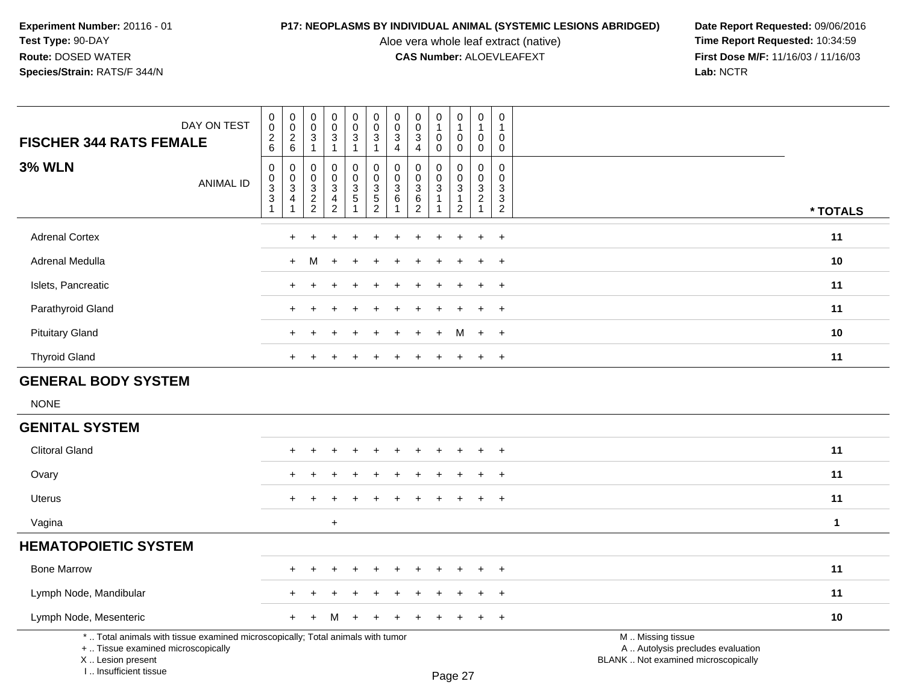**Experiment Number:** 20116 - 01
**Test Type:** 90-DAY
**Route:** DOSED WATER
**Species/Strain:** RATS/F 344/N

**P17: NEOPLASMS BY INDIVIDUAL ANIMAL (SYSTEMIC LESIONS ABRIDGED)**
Aloe vera whole leaf extract (native)
**CAS Number:** ALOEVLEAFEXT

**Date Report Requested:** 09/06/2016
**Time Report Requested:** 10:34:59
**First Dose M/F:** 11/16/03 / 11/16/03
**Lab:** NCTR

| FISCHER 344 RATS FEMALE — DAY ON TEST | 0026 | 0026 | 0031 | 0031 | 0031 | 0031 | 0034 | 0034 | 0100 | 0100 | 0100 | 0100 | |
|---|---|---|---|---|---|---|---|---|---|---|---|---|---|
| **3% WLN** — ANIMAL ID | 00331 | 00341 | 00322 | 00342 | 00351 | 00352 | 00361 | 00362 | 00311 | 00312 | 00321 | 00332 | * TOTALS |
| Adrenal Cortex | | + | + | + | + | + | + | + | + | + | + | + | 11 |
| Adrenal Medulla | | + | M | + | + | + | + | + | + | + | + | + | 10 |
| Islets, Pancreatic | | + | + | + | + | + | + | + | + | + | + | + | 11 |
| Parathyroid Gland | | + | + | + | + | + | + | + | + | + | + | + | 11 |
| Pituitary Gland | | + | + | + | + | + | + | + | + | M | + | + | 10 |
| Thyroid Gland | | + | + | + | + | + | + | + | + | + | + | + | 11 |
| **GENERAL BODY SYSTEM** | | | | | | | | | | | | | |
| NONE | | | | | | | | | | | | | |
| **GENITAL SYSTEM** | | | | | | | | | | | | | |
| Clitoral Gland | | + | + | + | + | + | + | + | + | + | + | + | 11 |
| Ovary | | + | + | + | + | + | + | + | + | + | + | + | 11 |
| Uterus | | + | + | + | + | + | + | + | + | + | + | + | 11 |
| Vagina | | | | + | | | | | | | | | 1 |
| **HEMATOPOIETIC SYSTEM** | | | | | | | | | | | | | |
| Bone Marrow | | + | + | + | + | + | + | + | + | + | + | + | 11 |
| Lymph Node, Mandibular | | + | + | + | + | + | + | + | + | + | + | + | 11 |
| Lymph Node, Mesenteric | | + | + | M | + | + | + | + | + | + | + | + | 10 |

* .. Total animals with tissue examined microscopically; Total animals with tumor
+ .. Tissue examined microscopically
X .. Lesion present
I .. Insufficient tissue

M .. Missing tissue
A .. Autolysis precludes evaluation
BLANK .. Not examined microscopically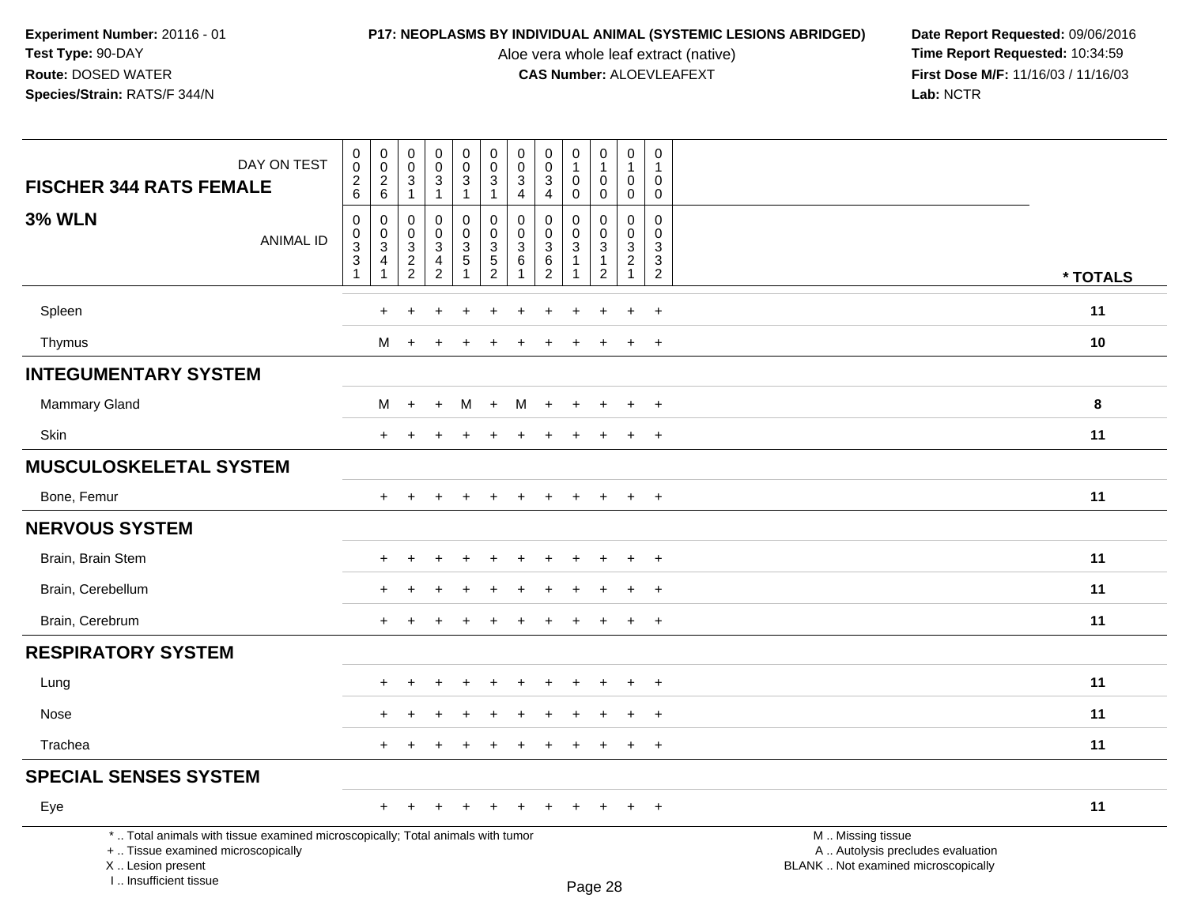**Experiment Number:** 20116 - 01
**Test Type:** 90-DAY
**Route:** DOSED WATER
**Species/Strain:** RATS/F 344/N

**P17: NEOPLASMS BY INDIVIDUAL ANIMAL (SYSTEMIC LESIONS ABRIDGED)**
Aloe vera whole leaf extract (native)
**CAS Number:** ALOEVLEAFEXT

**Date Report Requested:** 09/06/2016
**Time Report Requested:** 10:34:59
**First Dose M/F:** 11/16/03 / 11/16/03
**Lab:** NCTR

| FISCHER 344 RATS FEMALE — DAY ON TEST | 0026 | 0026 | 0031 | 0031 | 0031 | 0031 | 0034 | 0034 | 0100 | 0100 | 0100 | 0100 | |
|---|---|---|---|---|---|---|---|---|---|---|---|---|---|
| **3% WLN** — ANIMAL ID | 00331 | 00341 | 00322 | 00342 | 00351 | 00352 | 00361 | 00362 | 00311 | 00312 | 00321 | 00332 | * TOTALS |
| Spleen | | + | + | + | + | + | + | + | + | + | + | + | **11** |
| Thymus | | M | + | + | + | + | + | + | + | + | + | + | **10** |
| **INTEGUMENTARY SYSTEM** | | | | | | | | | | | | | |
| Mammary Gland | | M | + | + | M | + | M | + | + | + | + | + | **8** |
| Skin | | + | + | + | + | + | + | + | + | + | + | + | **11** |
| **MUSCULOSKELETAL SYSTEM** | | | | | | | | | | | | | |
| Bone, Femur | | + | + | + | + | + | + | + | + | + | + | + | **11** |
| **NERVOUS SYSTEM** | | | | | | | | | | | | | |
| Brain, Brain Stem | | + | + | + | + | + | + | + | + | + | + | + | **11** |
| Brain, Cerebellum | | + | + | + | + | + | + | + | + | + | + | + | **11** |
| Brain, Cerebrum | | + | + | + | + | + | + | + | + | + | + | + | **11** |
| **RESPIRATORY SYSTEM** | | | | | | | | | | | | | |
| Lung | | + | + | + | + | + | + | + | + | + | + | + | **11** |
| Nose | | + | + | + | + | + | + | + | + | + | + | + | **11** |
| Trachea | | + | + | + | + | + | + | + | + | + | + | + | **11** |
| **SPECIAL SENSES SYSTEM** | | | | | | | | | | | | | |
| Eye | | + | + | + | + | + | + | + | + | + | + | + | **11** |

* .. Total animals with tissue examined microscopically; Total animals with tumor
+ .. Tissue examined microscopically
X .. Lesion present
I .. Insufficient tissue

M .. Missing tissue
A .. Autolysis precludes evaluation
BLANK .. Not examined microscopically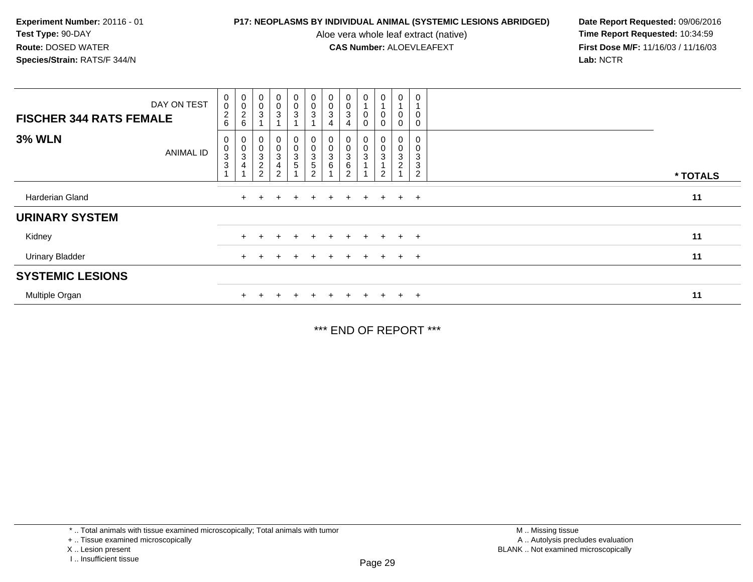**Experiment Number:** 20116 - 01
**Test Type:** 90-DAY
**Route:** DOSED WATER
**Species/Strain:** RATS/F 344/N

**P17: NEOPLASMS BY INDIVIDUAL ANIMAL (SYSTEMIC LESIONS ABRIDGED)**
Aloe vera whole leaf extract (native)
**CAS Number:** ALOEVLEAFEXT

**Date Report Requested:** 09/06/2016
**Time Report Requested:** 10:34:59
**First Dose M/F:** 11/16/03 / 11/16/03
**Lab:** NCTR

| FISCHER 344 RATS FEMALE — DAY ON TEST | 0026 | 0026 | 0031 | 0031 | 0031 | 0031 | 0034 | 0034 | 0100 | 0100 | 0100 | 0100 | |
|---|---|---|---|---|---|---|---|---|---|---|---|---|---|
| **3% WLN** — ANIMAL ID | 00331 | 00341 | 00322 | 00342 | 00351 | 00352 | 00361 | 00362 | 00311 | 00312 | 00321 | 00332 | *** TOTALS** |
| Harderian Gland | | + | + | + | + | + | + | + | + | + | + | + | **11** |
| **URINARY SYSTEM** | | | | | | | | | | | | | |
| Kidney | | + | + | + | + | + | + | + | + | + | + | + | **11** |
| Urinary Bladder | | + | + | + | + | + | + | + | + | + | + | + | **11** |
| **SYSTEMIC LESIONS** | | | | | | | | | | | | | |
| Multiple Organ | | + | + | + | + | + | + | + | + | + | + | + | **11** |

*** END OF REPORT ***

\* .. Total animals with tissue examined microscopically; Total animals with tumor
\+ .. Tissue examined microscopically
X .. Lesion present
I .. Insufficient tissue

M .. Missing tissue
A .. Autolysis precludes evaluation
BLANK .. Not examined microscopically